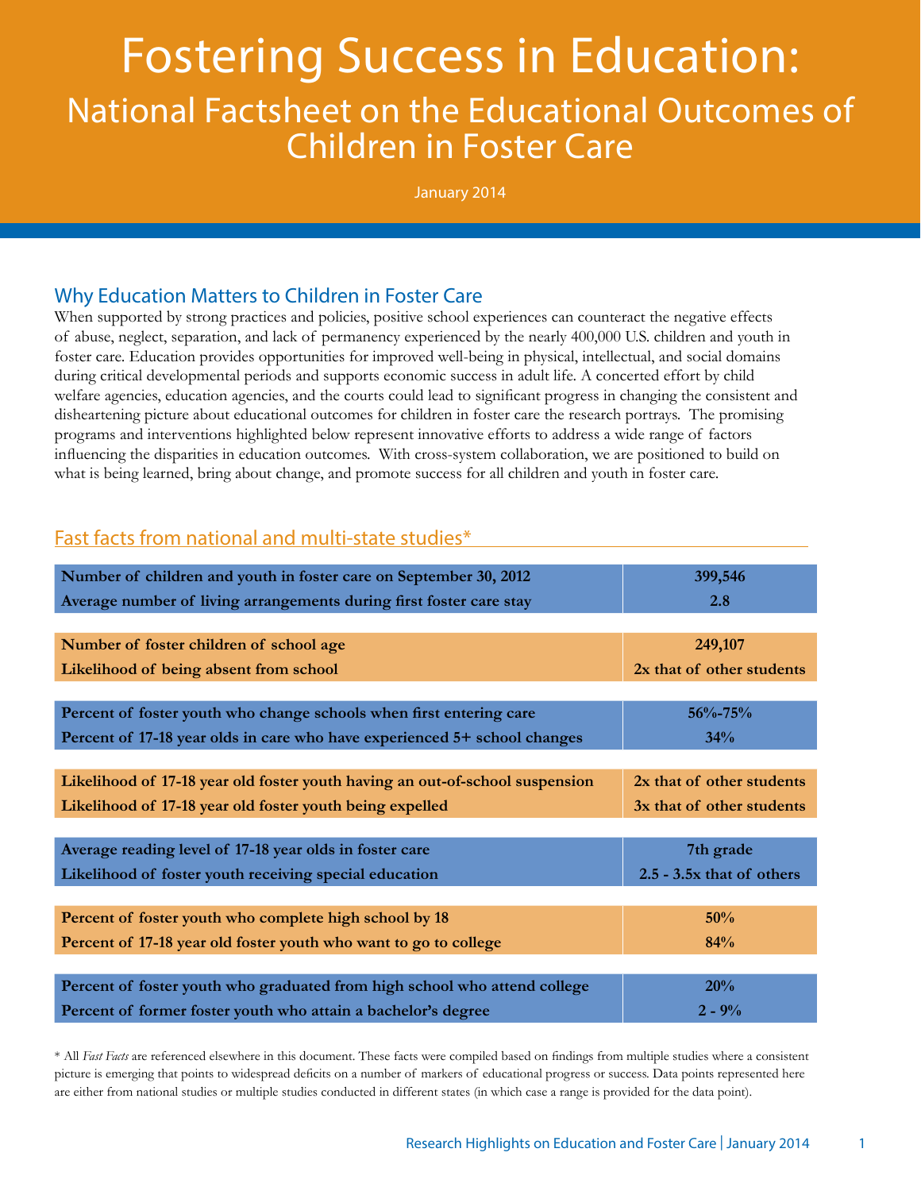# Fostering Success in Education:

## National Factsheet on the Educational Outcomes of Children in Foster Care

January 2014

## Why Education Matters to Children in Foster Care

When supported by strong practices and policies, positive school experiences can counteract the negative effects of abuse, neglect, separation, and lack of permanency experienced by the nearly 400,000 U.S. children and youth in foster care. Education provides opportunities for improved well-being in physical, intellectual, and social domains during critical developmental periods and supports economic success in adult life. A concerted effort by child welfare agencies, education agencies, and the courts could lead to significant progress in changing the consistent and disheartening picture about educational outcomes for children in foster care the research portrays. The promising programs and interventions highlighted below represent innovative efforts to address a wide range of factors influencing the disparities in education outcomes. With cross-system collaboration, we are positioned to build on what is being learned, bring about change, and promote success for all children and youth in foster care.

## Fast facts from national and multi-state studies*

| | |
|---|---|
| **Number of children and youth in foster care on September 30, 2012** | **399,546** |
| **Average number of living arrangements during first foster care stay** | **2.8** |
| **Number of foster children of school age** | **249,107** |
| **Likelihood of being absent from school** | **2x that of other students** |
| **Percent of foster youth who change schools when first entering care** | **56%-75%** |
| **Percent of 17-18 year olds in care who have experienced 5+ school changes** | **34%** |
| **Likelihood of 17-18 year old foster youth having an out-of-school suspension** | **2x that of other students** |
| **Likelihood of 17-18 year old foster youth being expelled** | **3x that of other students** |
| **Average reading level of 17-18 year olds in foster care** | **7th grade** |
| **Likelihood of foster youth receiving special education** | **2.5 - 3.5x that of others** |
| **Percent of foster youth who complete high school by 18** | **50%** |
| **Percent of 17-18 year old foster youth who want to go to college** | **84%** |
| **Percent of foster youth who graduated from high school who attend college** | **20%** |
| **Percent of former foster youth who attain a bachelor's degree** | **2 - 9%** |

\* All *Fast Facts* are referenced elsewhere in this document. These facts were compiled based on findings from multiple studies where a consistent picture is emerging that points to widespread deficits on a number of markers of educational progress or success. Data points represented here are either from national studies or multiple studies conducted in different states (in which case a range is provided for the data point).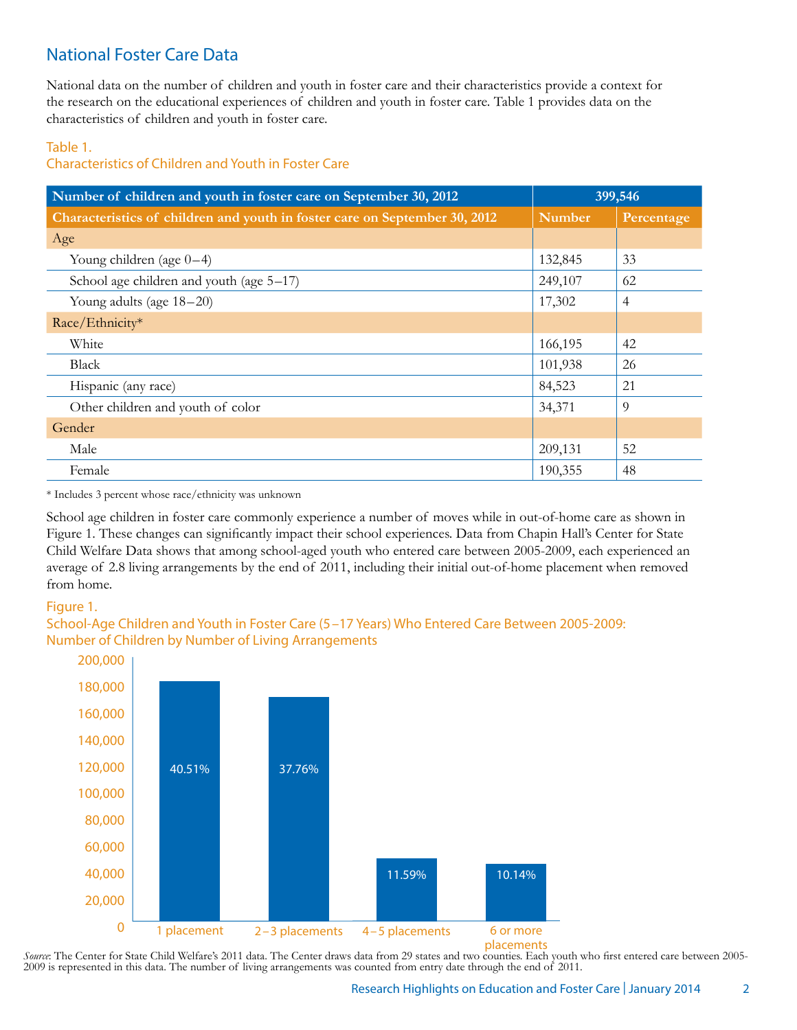## National Foster Care Data

National data on the number of children and youth in foster care and their characteristics provide a context for the research on the educational experiences of children and youth in foster care. Table 1 provides data on the characteristics of children and youth in foster care.

Table 1.
Characteristics of Children and Youth in Foster Care

| Number of children and youth in foster care on September 30, 2012 | 399,546 | |
|---|---|---|
| **Characteristics of children and youth in foster care on September 30, 2012** | **Number** | **Percentage** |
| Age | | |
| Young children (age 0–4) | 132,845 | 33 |
| School age children and youth (age 5–17) | 249,107 | 62 |
| Young adults (age 18–20) | 17,302 | 4 |
| Race/Ethnicity* | | |
| White | 166,195 | 42 |
| Black | 101,938 | 26 |
| Hispanic (any race) | 84,523 | 21 |
| Other children and youth of color | 34,371 | 9 |
| Gender | | |
| Male | 209,131 | 52 |
| Female | 190,355 | 48 |

* Includes 3 percent whose race/ethnicity was unknown

School age children in foster care commonly experience a number of moves while in out-of-home care as shown in Figure 1. These changes can significantly impact their school experiences. Data from Chapin Hall's Center for State Child Welfare Data shows that among school-aged youth who entered care between 2005-2009, each experienced an average of 2.8 living arrangements by the end of 2011, including their initial out-of-home placement when removed from home.

Figure 1.
School-Age Children and Youth in Foster Care (5–17 Years) Who Entered Care Between 2005-2009: Number of Children by Number of Living Arrangements

| Number of Living Arrangements | Percentage |
|---|---|
| 1 placement | 40.51% |
| 2–3 placements | 37.76% |
| 4–5 placements | 11.59% |
| 6 or more placements | 10.14% |

*Source*: The Center for State Child Welfare's 2011 data. The Center draws data from 29 states and two counties. Each youth who first entered care between 2005-2009 is represented in this data. The number of living arrangements was counted from entry date through the end of 2011.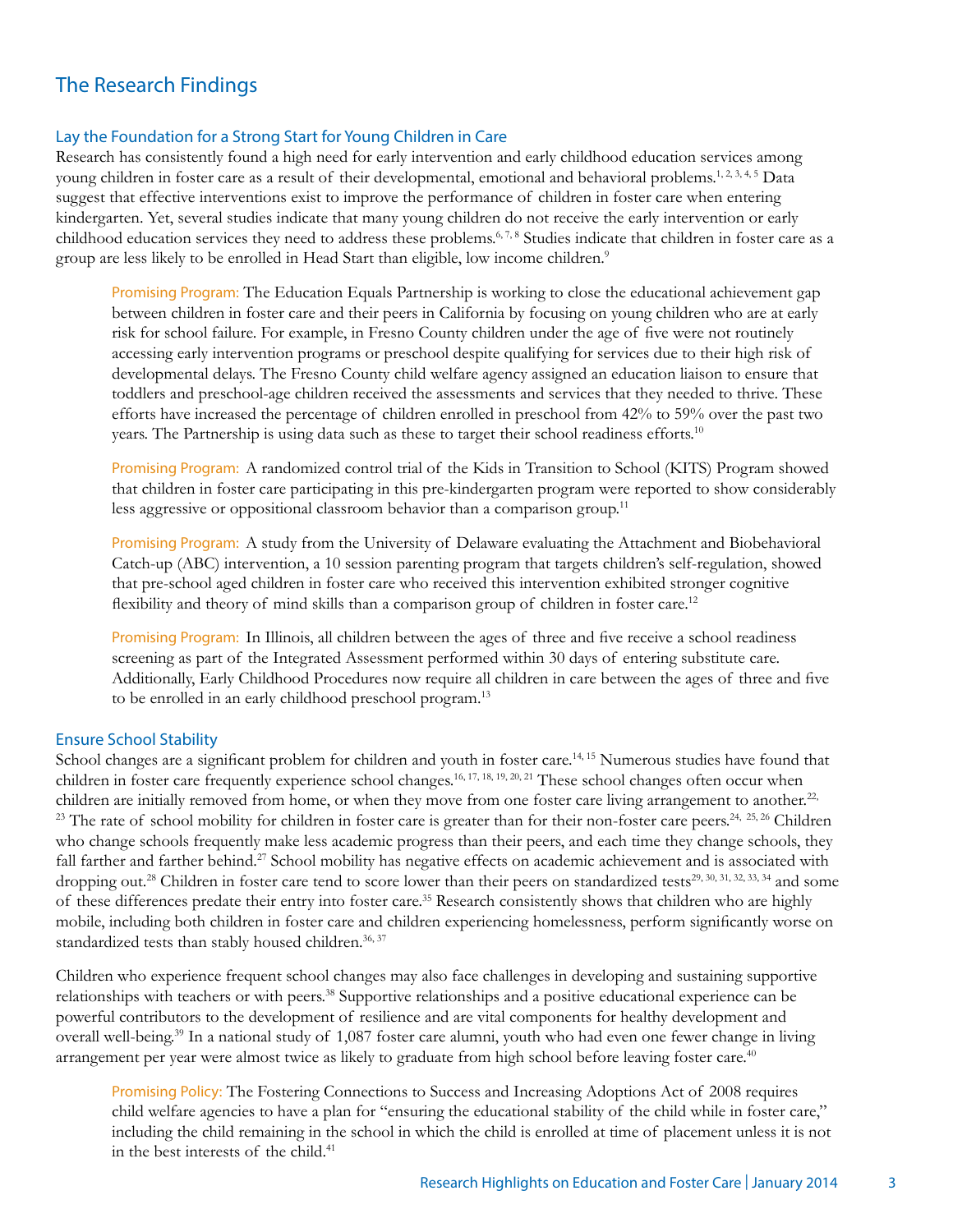## The Research Findings

### Lay the Foundation for a Strong Start for Young Children in Care

Research has consistently found a high need for early intervention and early childhood education services among young children in foster care as a result of their developmental, emotional and behavioral problems.[1, 2, 3, 4, 5] Data suggest that effective interventions exist to improve the performance of children in foster care when entering kindergarten. Yet, several studies indicate that many young children do not receive the early intervention or early childhood education services they need to address these problems.[6, 7, 8] Studies indicate that children in foster care as a group are less likely to be enrolled in Head Start than eligible, low income children.[9]

> Promising Program: The Education Equals Partnership is working to close the educational achievement gap between children in foster care and their peers in California by focusing on young children who are at early risk for school failure. For example, in Fresno County children under the age of five were not routinely accessing early intervention programs or preschool despite qualifying for services due to their high risk of developmental delays. The Fresno County child welfare agency assigned an education liaison to ensure that toddlers and preschool-age children received the assessments and services that they needed to thrive. These efforts have increased the percentage of children enrolled in preschool from 42% to 59% over the past two years. The Partnership is using data such as these to target their school readiness efforts.[10]

> Promising Program: A randomized control trial of the Kids in Transition to School (KITS) Program showed that children in foster care participating in this pre-kindergarten program were reported to show considerably less aggressive or oppositional classroom behavior than a comparison group.[11]

> Promising Program: A study from the University of Delaware evaluating the Attachment and Biobehavioral Catch-up (ABC) intervention, a 10 session parenting program that targets children's self-regulation, showed that pre-school aged children in foster care who received this intervention exhibited stronger cognitive flexibility and theory of mind skills than a comparison group of children in foster care.[12]

> Promising Program: In Illinois, all children between the ages of three and five receive a school readiness screening as part of the Integrated Assessment performed within 30 days of entering substitute care. Additionally, Early Childhood Procedures now require all children in care between the ages of three and five to be enrolled in an early childhood preschool program.[13]

### Ensure School Stability

School changes are a significant problem for children and youth in foster care.[14, 15] Numerous studies have found that children in foster care frequently experience school changes.[16, 17, 18, 19, 20, 21] These school changes often occur when children are initially removed from home, or when they move from one foster care living arrangement to another.[22, 23] The rate of school mobility for children in foster care is greater than for their non-foster care peers.[24, 25, 26] Children who change schools frequently make less academic progress than their peers, and each time they change schools, they fall farther and farther behind.[27] School mobility has negative effects on academic achievement and is associated with dropping out.[28] Children in foster care tend to score lower than their peers on standardized tests[29, 30, 31, 32, 33, 34] and some of these differences predate their entry into foster care.[35] Research consistently shows that children who are highly mobile, including both children in foster care and children experiencing homelessness, perform significantly worse on standardized tests than stably housed children.[36, 37]

Children who experience frequent school changes may also face challenges in developing and sustaining supportive relationships with teachers or with peers.[38] Supportive relationships and a positive educational experience can be powerful contributors to the development of resilience and are vital components for healthy development and overall well-being.[39] In a national study of 1,087 foster care alumni, youth who had even one fewer change in living arrangement per year were almost twice as likely to graduate from high school before leaving foster care.[40]

> Promising Policy: The Fostering Connections to Success and Increasing Adoptions Act of 2008 requires child welfare agencies to have a plan for "ensuring the educational stability of the child while in foster care," including the child remaining in the school in which the child is enrolled at time of placement unless it is not in the best interests of the child.[41]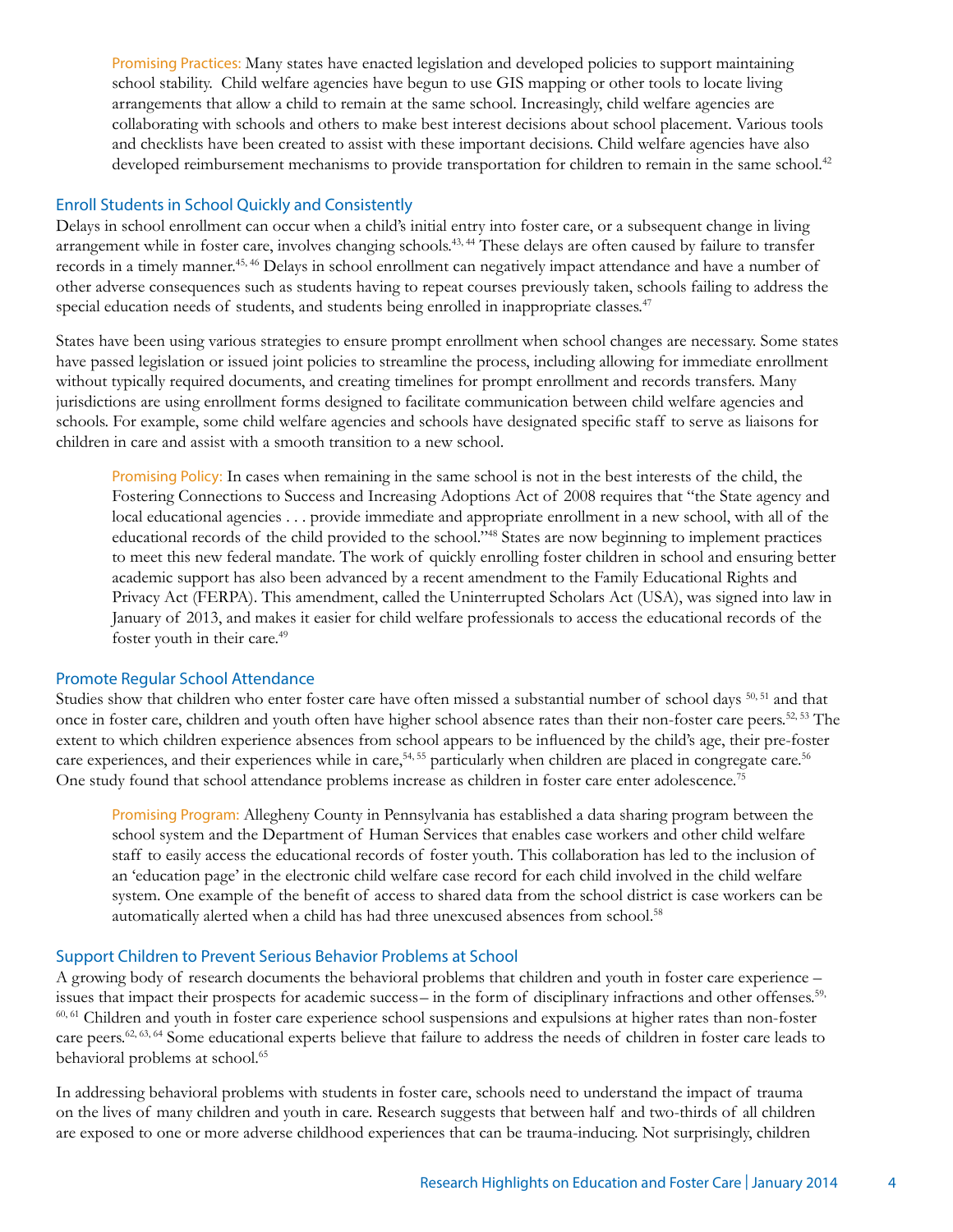Promising Practices: Many states have enacted legislation and developed policies to support maintaining school stability. Child welfare agencies have begun to use GIS mapping or other tools to locate living arrangements that allow a child to remain at the same school. Increasingly, child welfare agencies are collaborating with schools and others to make best interest decisions about school placement. Various tools and checklists have been created to assist with these important decisions. Child welfare agencies have also developed reimbursement mechanisms to provide transportation for children to remain in the same school.[42]

## Enroll Students in School Quickly and Consistently

Delays in school enrollment can occur when a child's initial entry into foster care, or a subsequent change in living arrangement while in foster care, involves changing schools.[43, 44] These delays are often caused by failure to transfer records in a timely manner.[45, 46] Delays in school enrollment can negatively impact attendance and have a number of other adverse consequences such as students having to repeat courses previously taken, schools failing to address the special education needs of students, and students being enrolled in inappropriate classes.[47]

States have been using various strategies to ensure prompt enrollment when school changes are necessary. Some states have passed legislation or issued joint policies to streamline the process, including allowing for immediate enrollment without typically required documents, and creating timelines for prompt enrollment and records transfers. Many jurisdictions are using enrollment forms designed to facilitate communication between child welfare agencies and schools. For example, some child welfare agencies and schools have designated specific staff to serve as liaisons for children in care and assist with a smooth transition to a new school.

Promising Policy: In cases when remaining in the same school is not in the best interests of the child, the Fostering Connections to Success and Increasing Adoptions Act of 2008 requires that "the State agency and local educational agencies . . . provide immediate and appropriate enrollment in a new school, with all of the educational records of the child provided to the school."[48] States are now beginning to implement practices to meet this new federal mandate. The work of quickly enrolling foster children in school and ensuring better academic support has also been advanced by a recent amendment to the Family Educational Rights and Privacy Act (FERPA). This amendment, called the Uninterrupted Scholars Act (USA), was signed into law in January of 2013, and makes it easier for child welfare professionals to access the educational records of the foster youth in their care.[49]

## Promote Regular School Attendance

Studies show that children who enter foster care have often missed a substantial number of school days [50, 51] and that once in foster care, children and youth often have higher school absence rates than their non-foster care peers.[52, 53] The extent to which children experience absences from school appears to be influenced by the child's age, their pre-foster care experiences, and their experiences while in care,[54, 55] particularly when children are placed in congregate care.[56] One study found that school attendance problems increase as children in foster care enter adolescence.[75]

Promising Program: Allegheny County in Pennsylvania has established a data sharing program between the school system and the Department of Human Services that enables case workers and other child welfare staff to easily access the educational records of foster youth. This collaboration has led to the inclusion of an 'education page' in the electronic child welfare case record for each child involved in the child welfare system. One example of the benefit of access to shared data from the school district is case workers can be automatically alerted when a child has had three unexcused absences from school.[58]

## Support Children to Prevent Serious Behavior Problems at School

A growing body of research documents the behavioral problems that children and youth in foster care experience – issues that impact their prospects for academic success– in the form of disciplinary infractions and other offenses.[59, 60, 61] Children and youth in foster care experience school suspensions and expulsions at higher rates than non-foster care peers.[62, 63, 64] Some educational experts believe that failure to address the needs of children in foster care leads to behavioral problems at school.[65]

In addressing behavioral problems with students in foster care, schools need to understand the impact of trauma on the lives of many children and youth in care. Research suggests that between half and two-thirds of all children are exposed to one or more adverse childhood experiences that can be trauma-inducing. Not surprisingly, children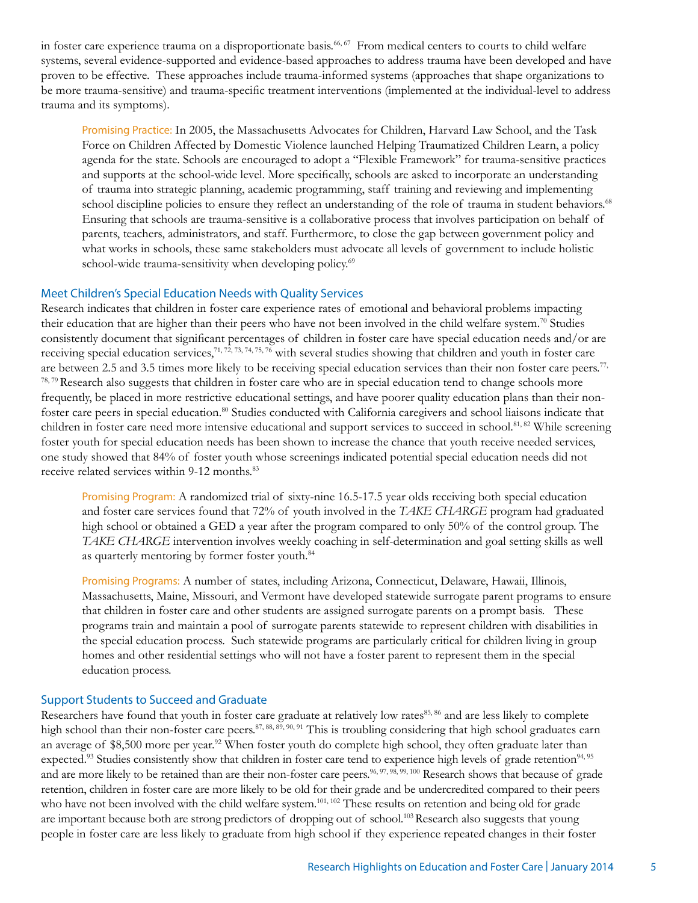in foster care experience trauma on a disproportionate basis.[66, 67] From medical centers to courts to child welfare systems, several evidence-supported and evidence-based approaches to address trauma have been developed and have proven to be effective. These approaches include trauma-informed systems (approaches that shape organizations to be more trauma-sensitive) and trauma-specific treatment interventions (implemented at the individual-level to address trauma and its symptoms).

> Promising Practice: In 2005, the Massachusetts Advocates for Children, Harvard Law School, and the Task Force on Children Affected by Domestic Violence launched Helping Traumatized Children Learn, a policy agenda for the state. Schools are encouraged to adopt a "Flexible Framework" for trauma-sensitive practices and supports at the school-wide level. More specifically, schools are asked to incorporate an understanding of trauma into strategic planning, academic programming, staff training and reviewing and implementing school discipline policies to ensure they reflect an understanding of the role of trauma in student behaviors.[68] Ensuring that schools are trauma-sensitive is a collaborative process that involves participation on behalf of parents, teachers, administrators, and staff. Furthermore, to close the gap between government policy and what works in schools, these same stakeholders must advocate all levels of government to include holistic school-wide trauma-sensitivity when developing policy.[69]

## Meet Children's Special Education Needs with Quality Services

Research indicates that children in foster care experience rates of emotional and behavioral problems impacting their education that are higher than their peers who have not been involved in the child welfare system.[70] Studies consistently document that significant percentages of children in foster care have special education needs and/or are receiving special education services,[71, 72, 73, 74, 75, 76] with several studies showing that children and youth in foster care are between 2.5 and 3.5 times more likely to be receiving special education services than their non foster care peers.[77, 78, 79] Research also suggests that children in foster care who are in special education tend to change schools more frequently, be placed in more restrictive educational settings, and have poorer quality education plans than their non-foster care peers in special education.[80] Studies conducted with California caregivers and school liaisons indicate that children in foster care need more intensive educational and support services to succeed in school.[81, 82] While screening foster youth for special education needs has been shown to increase the chance that youth receive needed services, one study showed that 84% of foster youth whose screenings indicated potential special education needs did not receive related services within 9-12 months.[83]

> Promising Program: A randomized trial of sixty-nine 16.5-17.5 year olds receiving both special education and foster care services found that 72% of youth involved in the *TAKE CHARGE* program had graduated high school or obtained a GED a year after the program compared to only 50% of the control group. The *TAKE CHARGE* intervention involves weekly coaching in self-determination and goal setting skills as well as quarterly mentoring by former foster youth.[84]

> Promising Programs: A number of states, including Arizona, Connecticut, Delaware, Hawaii, Illinois, Massachusetts, Maine, Missouri, and Vermont have developed statewide surrogate parent programs to ensure that children in foster care and other students are assigned surrogate parents on a prompt basis. These programs train and maintain a pool of surrogate parents statewide to represent children with disabilities in the special education process. Such statewide programs are particularly critical for children living in group homes and other residential settings who will not have a foster parent to represent them in the special education process.

## Support Students to Succeed and Graduate

Researchers have found that youth in foster care graduate at relatively low rates[85, 86] and are less likely to complete high school than their non-foster care peers.[87, 88, 89, 90, 91] This is troubling considering that high school graduates earn an average of $8,500 more per year.[92] When foster youth do complete high school, they often graduate later than expected.[93] Studies consistently show that children in foster care tend to experience high levels of grade retention[94, 95] and are more likely to be retained than are their non-foster care peers.[96, 97, 98, 99, 100] Research shows that because of grade retention, children in foster care are more likely to be old for their grade and be undercredited compared to their peers who have not been involved with the child welfare system.[101, 102] These results on retention and being old for grade are important because both are strong predictors of dropping out of school.[103] Research also suggests that young people in foster care are less likely to graduate from high school if they experience repeated changes in their foster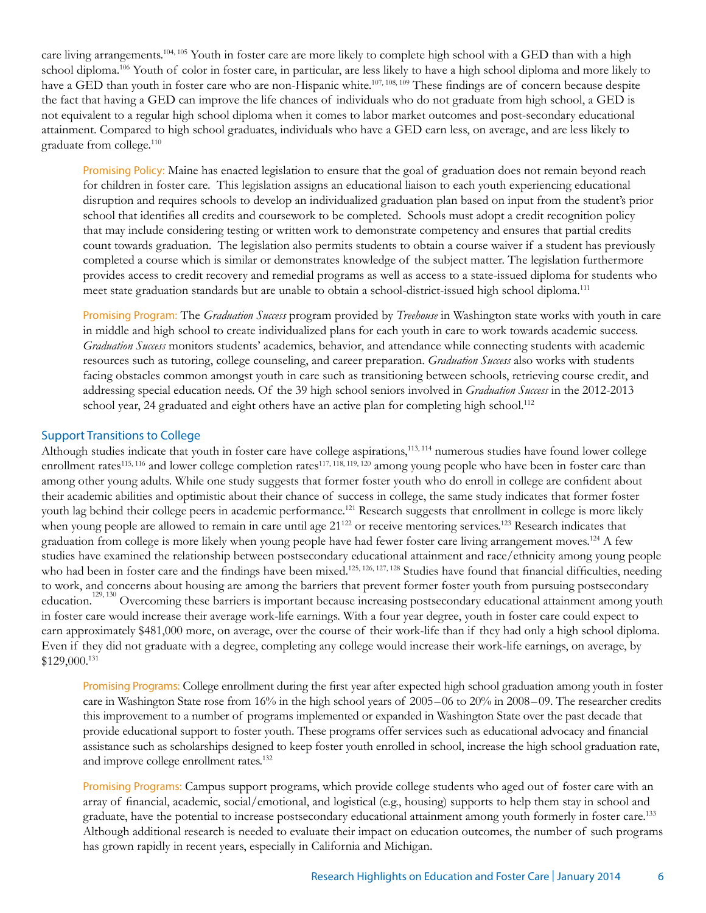care living arrangements.[104, 105] Youth in foster care are more likely to complete high school with a GED than with a high school diploma.[106] Youth of color in foster care, in particular, are less likely to have a high school diploma and more likely to have a GED than youth in foster care who are non-Hispanic white.[107, 108, 109] These findings are of concern because despite the fact that having a GED can improve the life chances of individuals who do not graduate from high school, a GED is not equivalent to a regular high school diploma when it comes to labor market outcomes and post-secondary educational attainment. Compared to high school graduates, individuals who have a GED earn less, on average, and are less likely to graduate from college.[110]

> Promising Policy: Maine has enacted legislation to ensure that the goal of graduation does not remain beyond reach for children in foster care. This legislation assigns an educational liaison to each youth experiencing educational disruption and requires schools to develop an individualized graduation plan based on input from the student's prior school that identifies all credits and coursework to be completed. Schools must adopt a credit recognition policy that may include considering testing or written work to demonstrate competency and ensures that partial credits count towards graduation. The legislation also permits students to obtain a course waiver if a student has previously completed a course which is similar or demonstrates knowledge of the subject matter. The legislation furthermore provides access to credit recovery and remedial programs as well as access to a state-issued diploma for students who meet state graduation standards but are unable to obtain a school-district-issued high school diploma.[111]

> Promising Program: The *Graduation Success* program provided by *Treehouse* in Washington state works with youth in care in middle and high school to create individualized plans for each youth in care to work towards academic success. *Graduation Success* monitors students' academics, behavior, and attendance while connecting students with academic resources such as tutoring, college counseling, and career preparation. *Graduation Success* also works with students facing obstacles common amongst youth in care such as transitioning between schools, retrieving course credit, and addressing special education needs. Of the 39 high school seniors involved in *Graduation Success* in the 2012-2013 school year, 24 graduated and eight others have an active plan for completing high school.[112]

## Support Transitions to College

Although studies indicate that youth in foster care have college aspirations,[113, 114] numerous studies have found lower college enrollment rates[115, 116] and lower college completion rates[117, 118, 119, 120] among young people who have been in foster care than among other young adults. While one study suggests that former foster youth who do enroll in college are confident about their academic abilities and optimistic about their chance of success in college, the same study indicates that former foster youth lag behind their college peers in academic performance.[121] Research suggests that enrollment in college is more likely when young people are allowed to remain in care until age 21[122] or receive mentoring services.[123] Research indicates that graduation from college is more likely when young people have had fewer foster care living arrangement moves.[124] A few studies have examined the relationship between postsecondary educational attainment and race/ethnicity among young people who had been in foster care and the findings have been mixed.[125, 126, 127, 128] Studies have found that financial difficulties, needing to work, and concerns about housing are among the barriers that prevent former foster youth from pursuing postsecondary education.[129, 130] Overcoming these barriers is important because increasing postsecondary educational attainment among youth in foster care would increase their average work-life earnings. With a four year degree, youth in foster care could expect to earn approximately $481,000 more, on average, over the course of their work-life than if they had only a high school diploma. Even if they did not graduate with a degree, completing any college would increase their work-life earnings, on average, by $129,000.[131]

> Promising Programs: College enrollment during the first year after expected high school graduation among youth in foster care in Washington State rose from 16% in the high school years of 2005–06 to 20% in 2008–09. The researcher credits this improvement to a number of programs implemented or expanded in Washington State over the past decade that provide educational support to foster youth. These programs offer services such as educational advocacy and financial assistance such as scholarships designed to keep foster youth enrolled in school, increase the high school graduation rate, and improve college enrollment rates.[132]

> Promising Programs: Campus support programs, which provide college students who aged out of foster care with an array of financial, academic, social/emotional, and logistical (e.g., housing) supports to help them stay in school and graduate, have the potential to increase postsecondary educational attainment among youth formerly in foster care.[133] Although additional research is needed to evaluate their impact on education outcomes, the number of such programs has grown rapidly in recent years, especially in California and Michigan.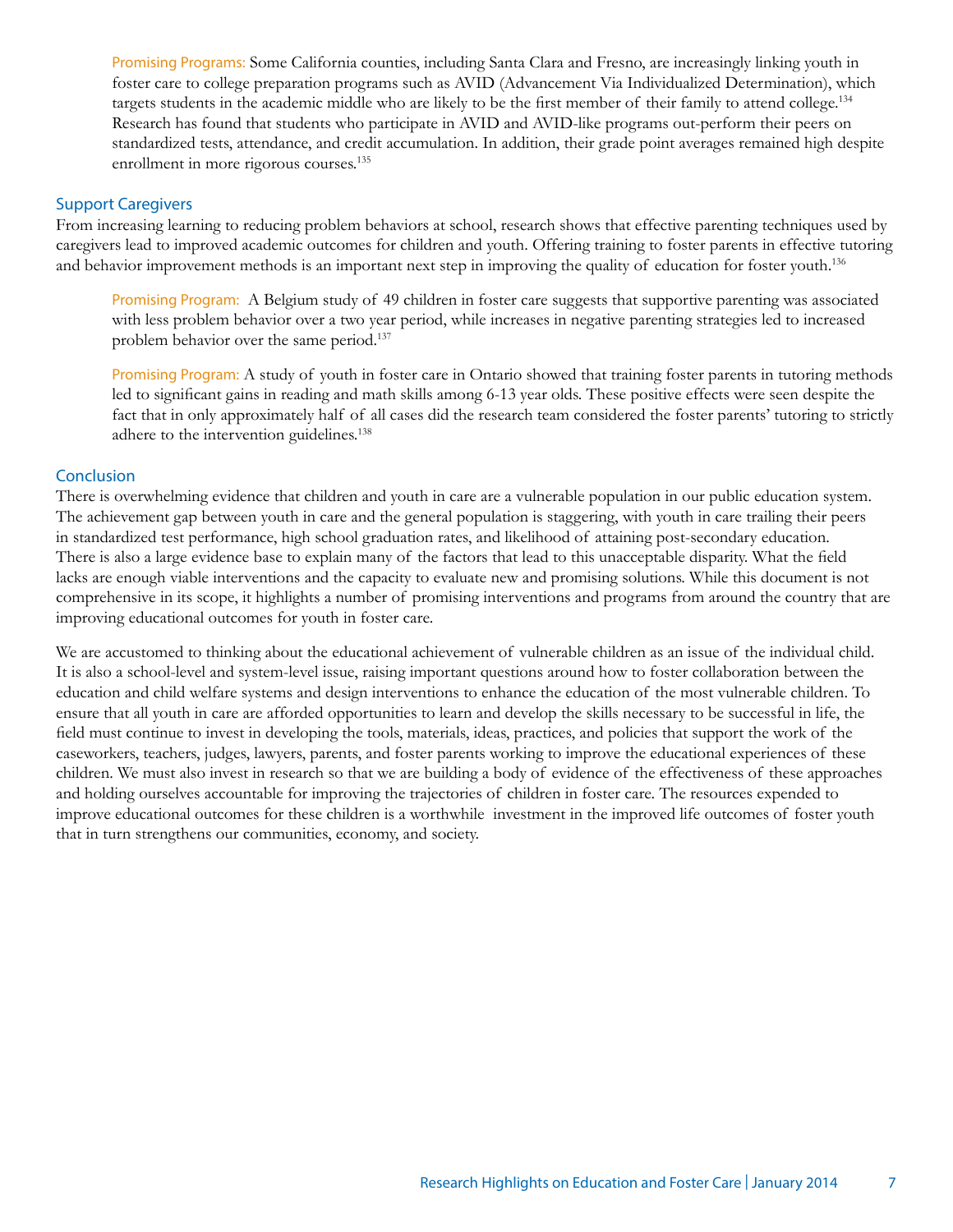Promising Programs: Some California counties, including Santa Clara and Fresno, are increasingly linking youth in foster care to college preparation programs such as AVID (Advancement Via Individualized Determination), which targets students in the academic middle who are likely to be the first member of their family to attend college.[134] Research has found that students who participate in AVID and AVID-like programs out-perform their peers on standardized tests, attendance, and credit accumulation. In addition, their grade point averages remained high despite enrollment in more rigorous courses.[135]

## Support Caregivers

From increasing learning to reducing problem behaviors at school, research shows that effective parenting techniques used by caregivers lead to improved academic outcomes for children and youth. Offering training to foster parents in effective tutoring and behavior improvement methods is an important next step in improving the quality of education for foster youth.[136]

Promising Program: A Belgium study of 49 children in foster care suggests that supportive parenting was associated with less problem behavior over a two year period, while increases in negative parenting strategies led to increased problem behavior over the same period.[137]

Promising Program: A study of youth in foster care in Ontario showed that training foster parents in tutoring methods led to significant gains in reading and math skills among 6-13 year olds. These positive effects were seen despite the fact that in only approximately half of all cases did the research team considered the foster parents' tutoring to strictly adhere to the intervention guidelines.[138]

## Conclusion

There is overwhelming evidence that children and youth in care are a vulnerable population in our public education system. The achievement gap between youth in care and the general population is staggering, with youth in care trailing their peers in standardized test performance, high school graduation rates, and likelihood of attaining post-secondary education. There is also a large evidence base to explain many of the factors that lead to this unacceptable disparity. What the field lacks are enough viable interventions and the capacity to evaluate new and promising solutions. While this document is not comprehensive in its scope, it highlights a number of promising interventions and programs from around the country that are improving educational outcomes for youth in foster care.

We are accustomed to thinking about the educational achievement of vulnerable children as an issue of the individual child. It is also a school-level and system-level issue, raising important questions around how to foster collaboration between the education and child welfare systems and design interventions to enhance the education of the most vulnerable children. To ensure that all youth in care are afforded opportunities to learn and develop the skills necessary to be successful in life, the field must continue to invest in developing the tools, materials, ideas, practices, and policies that support the work of the caseworkers, teachers, judges, lawyers, parents, and foster parents working to improve the educational experiences of these children. We must also invest in research so that we are building a body of evidence of the effectiveness of these approaches and holding ourselves accountable for improving the trajectories of children in foster care. The resources expended to improve educational outcomes for these children is a worthwhile investment in the improved life outcomes of foster youth that in turn strengthens our communities, economy, and society.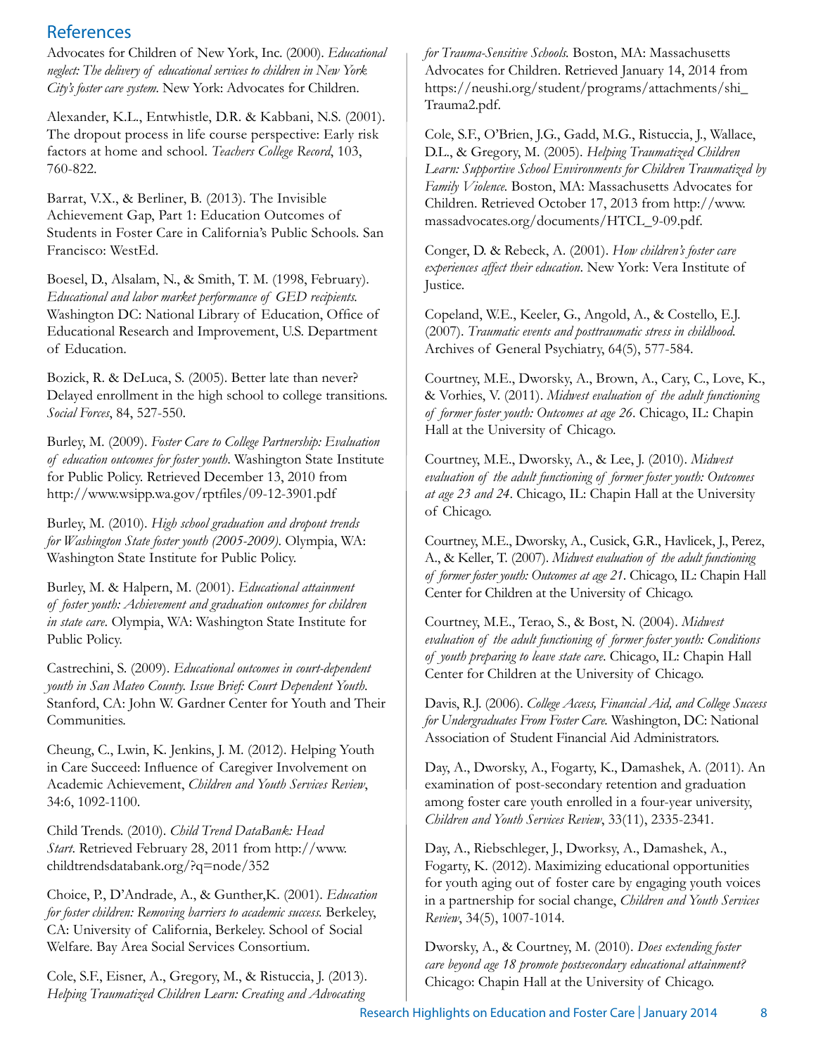## References

Advocates for Children of New York, Inc. (2000). *Educational neglect: The delivery of educational services to children in New York City's foster care system.* New York: Advocates for Children.

Alexander, K.L., Entwhistle, D.R. & Kabbani, N.S. (2001). The dropout process in life course perspective: Early risk factors at home and school. *Teachers College Record*, 103, 760-822.

Barrat, V.X., & Berliner, B. (2013). The Invisible Achievement Gap, Part 1: Education Outcomes of Students in Foster Care in California's Public Schools. San Francisco: WestEd.

Boesel, D., Alsalam, N., & Smith, T. M. (1998, February). *Educational and labor market performance of GED recipients.* Washington DC: National Library of Education, Office of Educational Research and Improvement, U.S. Department of Education.

Bozick, R. & DeLuca, S. (2005). Better late than never? Delayed enrollment in the high school to college transitions. *Social Forces*, 84, 527-550.

Burley, M. (2009). *Foster Care to College Partnership: Evaluation of education outcomes for foster youth.* Washington State Institute for Public Policy. Retrieved December 13, 2010 from http://www.wsipp.wa.gov/rptfiles/09-12-3901.pdf

Burley, M. (2010). *High school graduation and dropout trends for Washington State foster youth (2005-2009).* Olympia, WA: Washington State Institute for Public Policy.

Burley, M. & Halpern, M. (2001). *Educational attainment of foster youth: Achievement and graduation outcomes for children in state care.* Olympia, WA: Washington State Institute for Public Policy.

Castrechini, S. (2009). *Educational outcomes in court-dependent youth in San Mateo County. Issue Brief: Court Dependent Youth.* Stanford, CA: John W. Gardner Center for Youth and Their Communities.

Cheung, C., Lwin, K. Jenkins, J. M. (2012). Helping Youth in Care Succeed: Influence of Caregiver Involvement on Academic Achievement, *Children and Youth Services Review*, 34:6, 1092-1100.

Child Trends. (2010). *Child Trend DataBank: Head Start.* Retrieved February 28, 2011 from http://www.childtrendsdatabank.org/?q=node/352

Choice, P., D'Andrade, A., & Gunther,K. (2001). *Education for foster children: Removing barriers to academic success.* Berkeley, CA: University of California, Berkeley. School of Social Welfare. Bay Area Social Services Consortium.

Cole, S.F., Eisner, A., Gregory, M., & Ristuccia, J. (2013). *Helping Traumatized Children Learn: Creating and Advocating for Trauma-Sensitive Schools.* Boston, MA: Massachusetts Advocates for Children. Retrieved January 14, 2014 from https://neushi.org/student/programs/attachments/shi_Trauma2.pdf.

Cole, S.F., O'Brien, J.G., Gadd, M.G., Ristuccia, J., Wallace, D.L., & Gregory, M. (2005). *Helping Traumatized Children Learn: Supportive School Environments for Children Traumatized by Family Violence.* Boston, MA: Massachusetts Advocates for Children. Retrieved October 17, 2013 from http://www.massadvocates.org/documents/HTCL_9-09.pdf.

Conger, D. & Rebeck, A. (2001). *How children's foster care experiences affect their education*. New York: Vera Institute of Justice.

Copeland, W.E., Keeler, G., Angold, A., & Costello, E.J. (2007). *Traumatic events and posttraumatic stress in childhood.* Archives of General Psychiatry, 64(5), 577-584.

Courtney, M.E., Dworsky, A., Brown, A., Cary, C., Love, K., & Vorhies, V. (2011). *Midwest evaluation of the adult functioning of former foster youth: Outcomes at age 26*. Chicago, IL: Chapin Hall at the University of Chicago.

Courtney, M.E., Dworsky, A., & Lee, J. (2010). *Midwest evaluation of the adult functioning of former foster youth: Outcomes at age 23 and 24*. Chicago, IL: Chapin Hall at the University of Chicago.

Courtney, M.E., Dworsky, A., Cusick, G.R., Havlicek, J., Perez, A., & Keller, T. (2007). *Midwest evaluation of the adult functioning of former foster youth: Outcomes at age 21*. Chicago, IL: Chapin Hall Center for Children at the University of Chicago.

Courtney, M.E., Terao, S., & Bost, N. (2004). *Midwest evaluation of the adult functioning of former foster youth: Conditions of youth preparing to leave state care.* Chicago, IL: Chapin Hall Center for Children at the University of Chicago.

Davis, R.J. (2006). *College Access, Financial Aid, and College Success for Undergraduates From Foster Care.* Washington, DC: National Association of Student Financial Aid Administrators.

Day, A., Dworsky, A., Fogarty, K., Damashek, A. (2011). An examination of post-secondary retention and graduation among foster care youth enrolled in a four-year university, *Children and Youth Services Review*, 33(11), 2335-2341.

Day, A., Riebschleger, J., Dworksy, A., Damashek, A., Fogarty, K. (2012). Maximizing educational opportunities for youth aging out of foster care by engaging youth voices in a partnership for social change, *Children and Youth Services Review*, 34(5), 1007-1014.

Dworsky, A., & Courtney, M. (2010). *Does extending foster care beyond age 18 promote postsecondary educational attainment?* Chicago: Chapin Hall at the University of Chicago.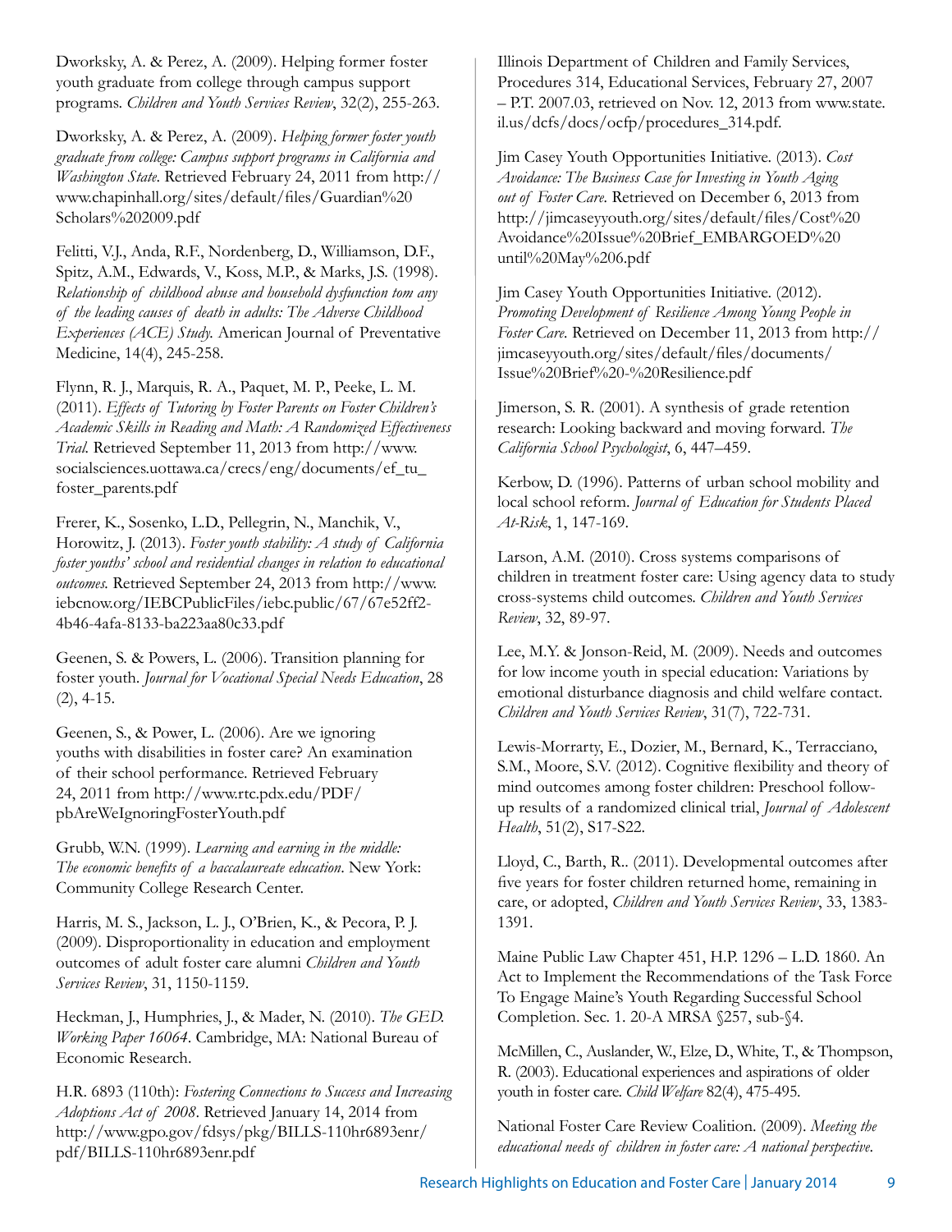Dworksky, A. & Perez, A. (2009). Helping former foster youth graduate from college through campus support programs. *Children and Youth Services Review*, 32(2), 255-263.

Dworksky, A. & Perez, A. (2009). *Helping former foster youth graduate from college: Campus support programs in California and Washington State*. Retrieved February 24, 2011 from http://www.chapinhall.org/sites/default/files/Guardian%20Scholars%202009.pdf

Felitti, V.J., Anda, R.F., Nordenberg, D., Williamson, D.F., Spitz, A.M., Edwards, V., Koss, M.P., & Marks, J.S. (1998). *Relationship of childhood abuse and household dysfunction tom any of the leading causes of death in adults: The Adverse Childhood Experiences (ACE) Study.* American Journal of Preventative Medicine, 14(4), 245-258.

Flynn, R. J., Marquis, R. A., Paquet, M. P., Peeke, L. M. (2011). *Effects of Tutoring by Foster Parents on Foster Children's Academic Skills in Reading and Math: A Randomized Effectiveness Trial.* Retrieved September 11, 2013 from http://www.socialsciences.uottawa.ca/crecs/eng/documents/ef_tu_foster_parents.pdf

Frerer, K., Sosenko, L.D., Pellegrin, N., Manchik, V., Horowitz, J. (2013). *Foster youth stability: A study of California foster youths' school and residential changes in relation to educational outcomes.* Retrieved September 24, 2013 from http://www.iebcnow.org/IEBCPublicFiles/iebc.public/67/67e52ff2-4b46-4afa-8133-ba223aa80c33.pdf

Geenen, S. & Powers, L. (2006). Transition planning for foster youth. *Journal for Vocational Special Needs Education*, 28 (2), 4-15.

Geenen, S., & Power, L. (2006). Are we ignoring youths with disabilities in foster care? An examination of their school performance. Retrieved February 24, 2011 from http://www.rtc.pdx.edu/PDF/pbAreWeIgnoringFosterYouth.pdf

Grubb, W.N. (1999). *Learning and earning in the middle: The economic benefits of a baccalaureate education*. New York: Community College Research Center.

Harris, M. S., Jackson, L. J., O'Brien, K., & Pecora, P. J. (2009). Disproportionality in education and employment outcomes of adult foster care alumni *Children and Youth Services Review*, 31, 1150-1159.

Heckman, J., Humphries, J., & Mader, N. (2010). *The GED. Working Paper 16064*. Cambridge, MA: National Bureau of Economic Research.

H.R. 6893 (110th): *Fostering Connections to Success and Increasing Adoptions Act of 2008*. Retrieved January 14, 2014 from http://www.gpo.gov/fdsys/pkg/BILLS-110hr6893enr/pdf/BILLS-110hr6893enr.pdf

Illinois Department of Children and Family Services, Procedures 314, Educational Services, February 27, 2007 – P.T. 2007.03, retrieved on Nov. 12, 2013 from www.state.il.us/dcfs/docs/ocfp/procedures_314.pdf.

Jim Casey Youth Opportunities Initiative. (2013). *Cost Avoidance: The Business Case for Investing in Youth Aging out of Foster Care.* Retrieved on December 6, 2013 from http://jimcaseyyouth.org/sites/default/files/Cost%20Avoidance%20Issue%20Brief_EMBARGOED%20until%20May%206.pdf

Jim Casey Youth Opportunities Initiative. (2012). *Promoting Development of Resilience Among Young People in Foster Care.* Retrieved on December 11, 2013 from http://jimcaseyyouth.org/sites/default/files/documents/Issue%20Brief%20-%20Resilience.pdf

Jimerson, S. R. (2001). A synthesis of grade retention research: Looking backward and moving forward. *The California School Psychologist*, 6, 447–459.

Kerbow, D. (1996). Patterns of urban school mobility and local school reform. *Journal of Education for Students Placed At-Risk*, 1, 147-169.

Larson, A.M. (2010). Cross systems comparisons of children in treatment foster care: Using agency data to study cross-systems child outcomes. *Children and Youth Services Review*, 32, 89-97.

Lee, M.Y. & Jonson-Reid, M. (2009). Needs and outcomes for low income youth in special education: Variations by emotional disturbance diagnosis and child welfare contact. *Children and Youth Services Review*, 31(7), 722-731.

Lewis-Morrarty, E., Dozier, M., Bernard, K., Terracciano, S.M., Moore, S.V. (2012). Cognitive flexibility and theory of mind outcomes among foster children: Preschool follow-up results of a randomized clinical trial, *Journal of Adolescent Health*, 51(2), S17-S22.

Lloyd, C., Barth, R.. (2011). Developmental outcomes after five years for foster children returned home, remaining in care, or adopted, *Children and Youth Services Review*, 33, 1383-1391.

Maine Public Law Chapter 451, H.P. 1296 – L.D. 1860. An Act to Implement the Recommendations of the Task Force To Engage Maine's Youth Regarding Successful School Completion. Sec. 1. 20-A MRSA §257, sub-§4.

McMillen, C., Auslander, W., Elze, D., White, T., & Thompson, R. (2003). Educational experiences and aspirations of older youth in foster care. *Child Welfare* 82(4), 475-495.

National Foster Care Review Coalition. (2009). *Meeting the educational needs of children in foster care: A national perspective*.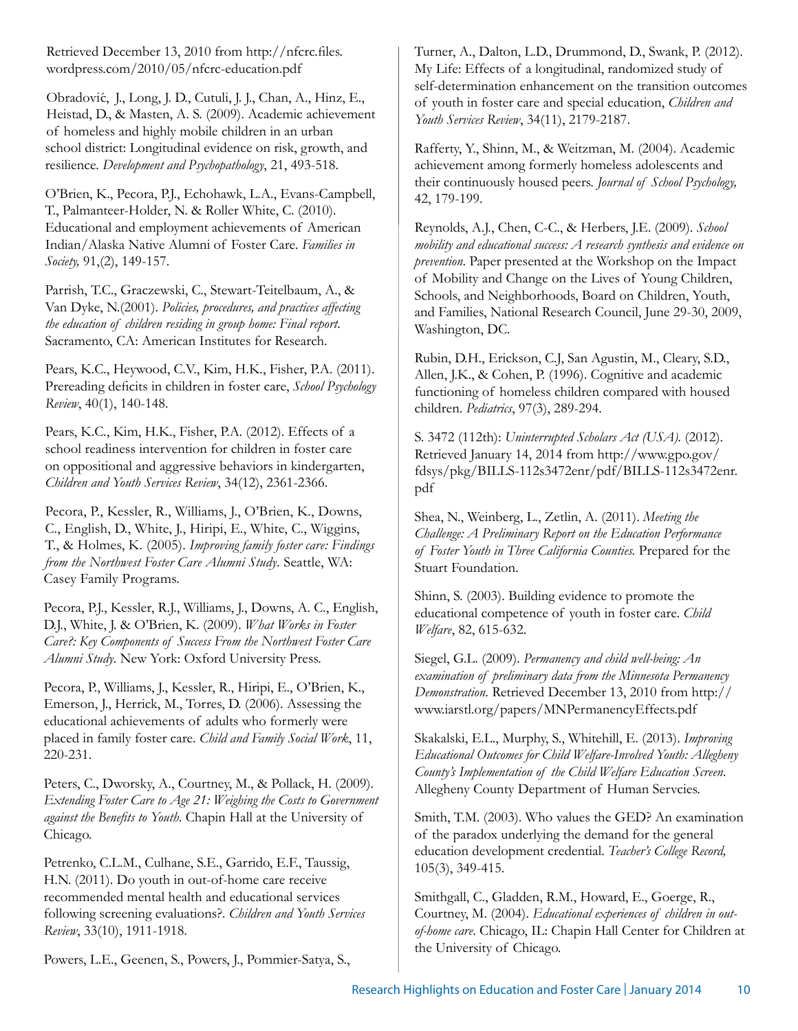Retrieved December 13, 2010 from http://nfcrc.files.wordpress.com/2010/05/nfcrc-education.pdf

Obradović, J., Long, J. D., Cutuli, J. J., Chan, A., Hinz, E., Heistad, D., & Masten, A. S. (2009). Academic achievement of homeless and highly mobile children in an urban school district: Longitudinal evidence on risk, growth, and resilience. *Development and Psychopathology*, 21, 493-518.

O'Brien, K., Pecora, P.J., Echohawk, L.A., Evans-Campbell, T., Palmanteer-Holder, N. & Roller White, C. (2010). Educational and employment achievements of American Indian/Alaska Native Alumni of Foster Care. *Families in Society,* 91,(2), 149-157.

Parrish, T.C., Graczewski, C., Stewart-Teitelbaum, A., & Van Dyke, N.(2001). *Policies, procedures, and practices affecting the education of children residing in group home: Final report.* Sacramento, CA: American Institutes for Research.

Pears, K.C., Heywood, C.V., Kim, H.K., Fisher, P.A. (2011). Prereading deficits in children in foster care, *School Psychology Review*, 40(1), 140-148.

Pears, K.C., Kim, H.K., Fisher, P.A. (2012). Effects of a school readiness intervention for children in foster care on oppositional and aggressive behaviors in kindergarten, *Children and Youth Services Review*, 34(12), 2361-2366.

Pecora, P., Kessler, R., Williams, J., O'Brien, K., Downs, C., English, D., White, J., Hiripi, E., White, C., Wiggins, T., & Holmes, K. (2005). *Improving family foster care: Findings from the Northwest Foster Care Alumni Study*. Seattle, WA: Casey Family Programs.

Pecora, P.J., Kessler, R.J., Williams, J., Downs, A. C., English, D.J., White, J. & O'Brien, K. (2009). *What Works in Foster Care?: Key Components of Success From the Northwest Foster Care Alumni Study*. New York: Oxford University Press.

Pecora, P., Williams, J., Kessler, R., Hiripi, E., O'Brien, K., Emerson, J., Herrick, M., Torres, D. (2006). Assessing the educational achievements of adults who formerly were placed in family foster care. *Child and Family Social Work*, 11, 220-231.

Peters, C., Dworsky, A., Courtney, M., & Pollack, H. (2009). *Extending Foster Care to Age 21: Weighing the Costs to Government against the Benefits to Youth*. Chapin Hall at the University of Chicago.

Petrenko, C.L.M., Culhane, S.E., Garrido, E.F., Taussig, H.N. (2011). Do youth in out-of-home care receive recommended mental health and educational services following screening evaluations?. *Children and Youth Services Review*, 33(10), 1911-1918.

Powers, L.E., Geenen, S., Powers, J., Pommier-Satya, S., Turner, A., Dalton, L.D., Drummond, D., Swank, P. (2012). My Life: Effects of a longitudinal, randomized study of self-determination enhancement on the transition outcomes of youth in foster care and special education, *Children and Youth Services Review*, 34(11), 2179-2187.

Rafferty, Y., Shinn, M., & Weitzman, M. (2004). Academic achievement among formerly homeless adolescents and their continuously housed peers. *Journal of School Psychology,* 42, 179-199.

Reynolds, A.J., Chen, C-C., & Herbers, J.E. (2009). *School mobility and educational success: A research synthesis and evidence on prevention.* Paper presented at the Workshop on the Impact of Mobility and Change on the Lives of Young Children, Schools, and Neighborhoods, Board on Children, Youth, and Families, National Research Council, June 29-30, 2009, Washington, DC.

Rubin, D.H., Erickson, C.J, San Agustin, M., Cleary, S.D., Allen, J.K., & Cohen, P. (1996). Cognitive and academic functioning of homeless children compared with housed children. *Pediatrics*, 97(3), 289-294.

S. 3472 (112th): *Uninterrupted Scholars Act (USA).* (2012). Retrieved January 14, 2014 from http://www.gpo.gov/fdsys/pkg/BILLS-112s3472enr/pdf/BILLS-112s3472enr.pdf

Shea, N., Weinberg, L., Zetlin, A. (2011). *Meeting the Challenge: A Preliminary Report on the Education Performance of Foster Youth in Three California Counties.* Prepared for the Stuart Foundation.

Shinn, S. (2003). Building evidence to promote the educational competence of youth in foster care. *Child Welfare*, 82, 615-632.

Siegel, G.L. (2009). *Permanency and child well-being: An examination of preliminary data from the Minnesota Permanency Demonstration*. Retrieved December 13, 2010 from http://www.iarstl.org/papers/MNPermanencyEffects.pdf

Skakalski, E.L., Murphy, S., Whitehill, E. (2013). *Improving Educational Outcomes for Child Welfare-Involved Youth: Allegheny County's Implementation of the Child Welfare Education Screen*. Allegheny County Department of Human Servcies.

Smith, T.M. (2003). Who values the GED? An examination of the paradox underlying the demand for the general education development credential. *Teacher's College Record,* 105(3), 349-415.

Smithgall, C., Gladden, R.M., Howard, E., Goerge, R., Courtney, M. (2004). *Educational experiences of children in out-of-home care*. Chicago, IL: Chapin Hall Center for Children at the University of Chicago.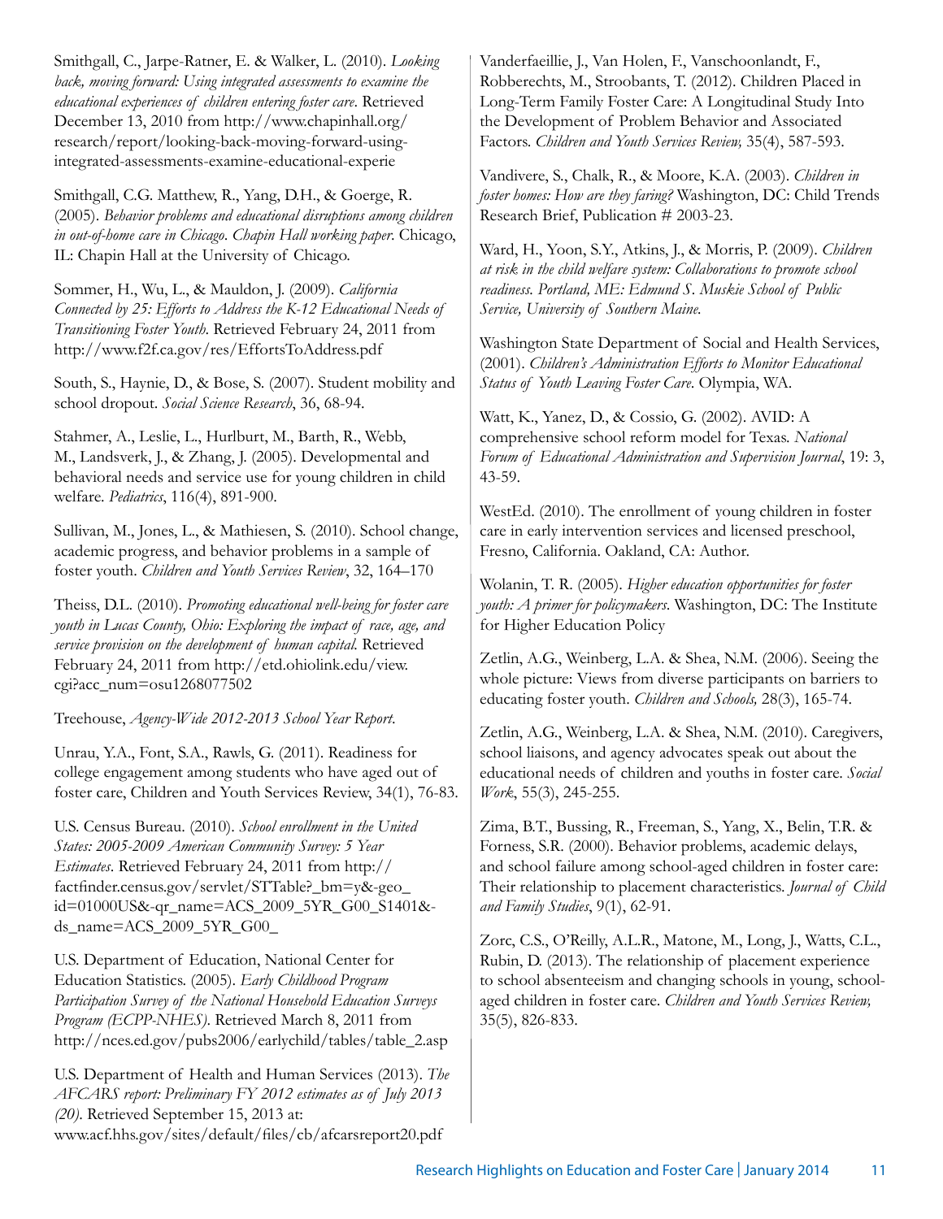Smithgall, C., Jarpe-Ratner, E. & Walker, L. (2010). *Looking back, moving forward: Using integrated assessments to examine the educational experiences of children entering foster care*. Retrieved December 13, 2010 from http://www.chapinhall.org/research/report/looking-back-moving-forward-using-integrated-assessments-examine-educational-experie

Smithgall, C.G. Matthew, R., Yang, D.H., & Goerge, R. (2005). *Behavior problems and educational disruptions among children in out-of-home care in Chicago*. *Chapin Hall working paper*. Chicago, IL: Chapin Hall at the University of Chicago.

Sommer, H., Wu, L., & Mauldon, J. (2009). *California Connected by 25: Efforts to Address the K-12 Educational Needs of Transitioning Foster Youth*. Retrieved February 24, 2011 from http://www.f2f.ca.gov/res/EffortsToAddress.pdf

South, S., Haynie, D., & Bose, S. (2007). Student mobility and school dropout. *Social Science Research*, 36, 68-94.

Stahmer, A., Leslie, L., Hurlburt, M., Barth, R., Webb, M., Landsverk, J., & Zhang, J. (2005). Developmental and behavioral needs and service use for young children in child welfare. *Pediatrics*, 116(4), 891-900.

Sullivan, M., Jones, L., & Mathiesen, S. (2010). School change, academic progress, and behavior problems in a sample of foster youth. *Children and Youth Services Review*, 32, 164–170

Theiss, D.L. (2010). *Promoting educational well-being for foster care youth in Lucas County, Ohio: Exploring the impact of race, age, and service provision on the development of human capital*. Retrieved February 24, 2011 from http://etd.ohiolink.edu/view.cgi?acc_num=osu1268077502

Treehouse, *Agency-Wide 2012-2013 School Year Report*.

Unrau, Y.A., Font, S.A., Rawls, G. (2011). Readiness for college engagement among students who have aged out of foster care, Children and Youth Services Review, 34(1), 76-83.

U.S. Census Bureau. (2010). *School enrollment in the United States: 2005-2009 American Community Survey: 5 Year Estimates*. Retrieved February 24, 2011 from http://factfinder.census.gov/servlet/STTable?_bm=y&-geo_id=01000US&-qr_name=ACS_2009_5YR_G00_S1401&-ds_name=ACS_2009_5YR_G00_

U.S. Department of Education, National Center for Education Statistics. (2005). *Early Childhood Program Participation Survey of the National Household Education Surveys Program (ECPP-NHES)*. Retrieved March 8, 2011 from http://nces.ed.gov/pubs2006/earlychild/tables/table_2.asp

U.S. Department of Health and Human Services (2013). *The AFCARS report: Preliminary FY 2012 estimates as of July 2013 (20)*. Retrieved September 15, 2013 at: www.acf.hhs.gov/sites/default/files/cb/afcarsreport20.pdf

Vanderfaeillie, J., Van Holen, F., Vanschoonlandt, F., Robberechts, M., Stroobants, T. (2012). Children Placed in Long-Term Family Foster Care: A Longitudinal Study Into the Development of Problem Behavior and Associated Factors. *Children and Youth Services Review,* 35(4), 587-593.

Vandivere, S., Chalk, R., & Moore, K.A. (2003). *Children in foster homes: How are they faring?* Washington, DC: Child Trends Research Brief, Publication # 2003-23.

Ward, H., Yoon, S.Y., Atkins, J., & Morris, P. (2009). *Children at risk in the child welfare system: Collaborations to promote school readiness. Portland, ME: Edmund S. Muskie School of Public Service, University of Southern Maine.*

Washington State Department of Social and Health Services, (2001). *Children's Administration Efforts to Monitor Educational Status of Youth Leaving Foster Care*. Olympia, WA.

Watt, K., Yanez, D., & Cossio, G. (2002). AVID: A comprehensive school reform model for Texas. *National Forum of Educational Administration and Supervision Journal*, 19: 3, 43-59.

WestEd. (2010). The enrollment of young children in foster care in early intervention services and licensed preschool, Fresno, California. Oakland, CA: Author.

Wolanin, T. R. (2005). *Higher education opportunities for foster youth: A primer for policymakers*. Washington, DC: The Institute for Higher Education Policy

Zetlin, A.G., Weinberg, L.A. & Shea, N.M. (2006). Seeing the whole picture: Views from diverse participants on barriers to educating foster youth. *Children and Schools,* 28(3), 165-74.

Zetlin, A.G., Weinberg, L.A. & Shea, N.M. (2010). Caregivers, school liaisons, and agency advocates speak out about the educational needs of children and youths in foster care. *Social Work*, 55(3), 245-255.

Zima, B.T., Bussing, R., Freeman, S., Yang, X., Belin, T.R. & Forness, S.R. (2000). Behavior problems, academic delays, and school failure among school-aged children in foster care: Their relationship to placement characteristics. *Journal of Child and Family Studies*, 9(1), 62-91.

Zorc, C.S., O'Reilly, A.L.R., Matone, M., Long, J., Watts, C.L., Rubin, D. (2013). The relationship of placement experience to school absenteeism and changing schools in young, school-aged children in foster care. *Children and Youth Services Review,* 35(5), 826-833.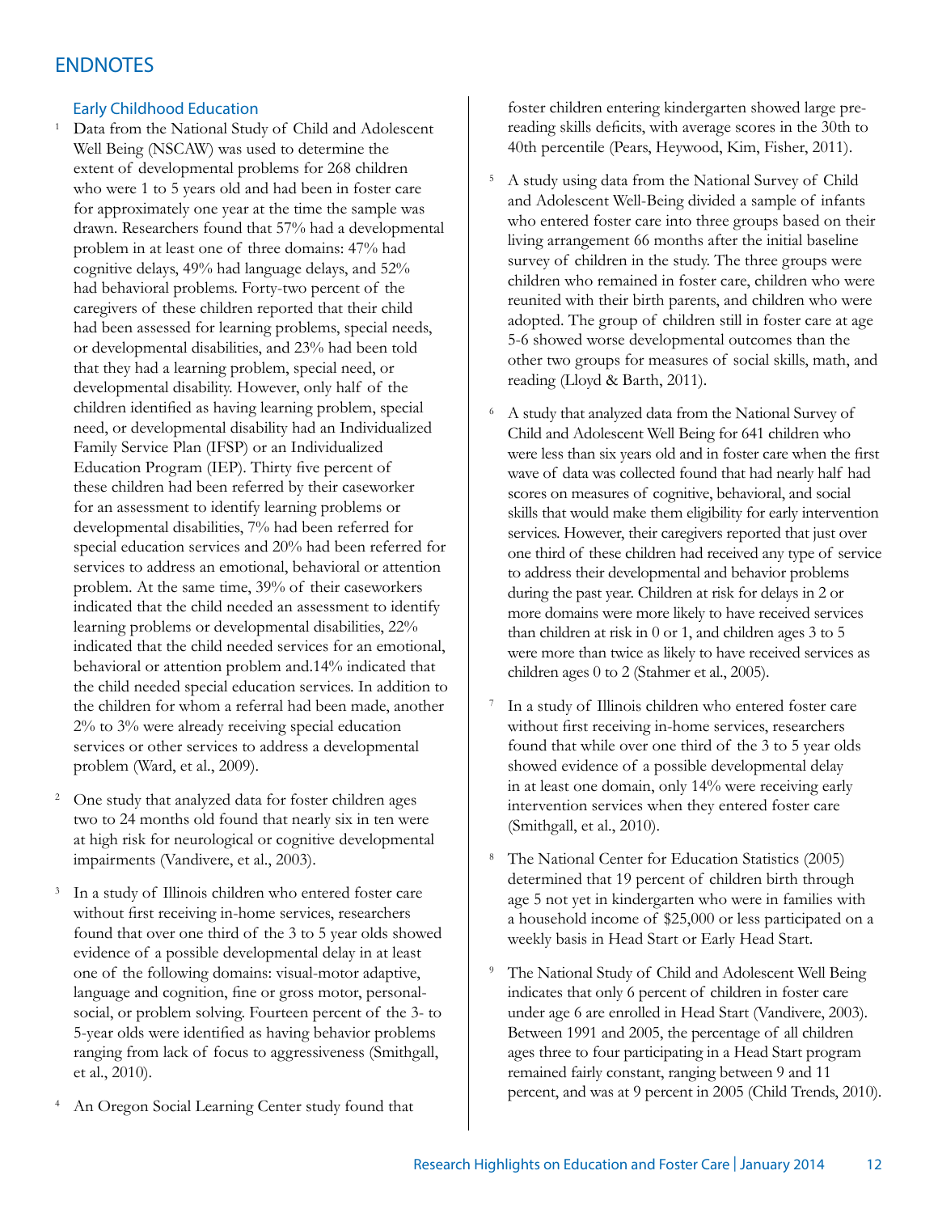## ENDNOTES

### Early Childhood Education

[1] Data from the National Study of Child and Adolescent Well Being (NSCAW) was used to determine the extent of developmental problems for 268 children who were 1 to 5 years old and had been in foster care for approximately one year at the time the sample was drawn. Researchers found that 57% had a developmental problem in at least one of three domains: 47% had cognitive delays, 49% had language delays, and 52% had behavioral problems. Forty-two percent of the caregivers of these children reported that their child had been assessed for learning problems, special needs, or developmental disabilities, and 23% had been told that they had a learning problem, special need, or developmental disability. However, only half of the children identified as having learning problem, special need, or developmental disability had an Individualized Family Service Plan (IFSP) or an Individualized Education Program (IEP). Thirty five percent of these children had been referred by their caseworker for an assessment to identify learning problems or developmental disabilities, 7% had been referred for special education services and 20% had been referred for services to address an emotional, behavioral or attention problem. At the same time, 39% of their caseworkers indicated that the child needed an assessment to identify learning problems or developmental disabilities, 22% indicated that the child needed services for an emotional, behavioral or attention problem and.14% indicated that the child needed special education services. In addition to the children for whom a referral had been made, another 2% to 3% were already receiving special education services or other services to address a developmental problem (Ward, et al., 2009).

[2] One study that analyzed data for foster children ages two to 24 months old found that nearly six in ten were at high risk for neurological or cognitive developmental impairments (Vandivere, et al., 2003).

[3] In a study of Illinois children who entered foster care without first receiving in-home services, researchers found that over one third of the 3 to 5 year olds showed evidence of a possible developmental delay in at least one of the following domains: visual-motor adaptive, language and cognition, fine or gross motor, personal-social, or problem solving. Fourteen percent of the 3- to 5-year olds were identified as having behavior problems ranging from lack of focus to aggressiveness (Smithgall, et al., 2010).

[4] An Oregon Social Learning Center study found that foster children entering kindergarten showed large pre-reading skills deficits, with average scores in the 30th to 40th percentile (Pears, Heywood, Kim, Fisher, 2011).

[5] A study using data from the National Survey of Child and Adolescent Well-Being divided a sample of infants who entered foster care into three groups based on their living arrangement 66 months after the initial baseline survey of children in the study. The three groups were children who remained in foster care, children who were reunited with their birth parents, and children who were adopted. The group of children still in foster care at age 5-6 showed worse developmental outcomes than the other two groups for measures of social skills, math, and reading (Lloyd & Barth, 2011).

[6] A study that analyzed data from the National Survey of Child and Adolescent Well Being for 641 children who were less than six years old and in foster care when the first wave of data was collected found that had nearly half had scores on measures of cognitive, behavioral, and social skills that would make them eligibility for early intervention services. However, their caregivers reported that just over one third of these children had received any type of service to address their developmental and behavior problems during the past year. Children at risk for delays in 2 or more domains were more likely to have received services than children at risk in 0 or 1, and children ages 3 to 5 were more than twice as likely to have received services as children ages 0 to 2 (Stahmer et al., 2005).

[7] In a study of Illinois children who entered foster care without first receiving in-home services, researchers found that while over one third of the 3 to 5 year olds showed evidence of a possible developmental delay in at least one domain, only 14% were receiving early intervention services when they entered foster care (Smithgall, et al., 2010).

[8] The National Center for Education Statistics (2005) determined that 19 percent of children birth through age 5 not yet in kindergarten who were in families with a household income of $25,000 or less participated on a weekly basis in Head Start or Early Head Start.

[9] The National Study of Child and Adolescent Well Being indicates that only 6 percent of children in foster care under age 6 are enrolled in Head Start (Vandivere, 2003). Between 1991 and 2005, the percentage of all children ages three to four participating in a Head Start program remained fairly constant, ranging between 9 and 11 percent, and was at 9 percent in 2005 (Child Trends, 2010).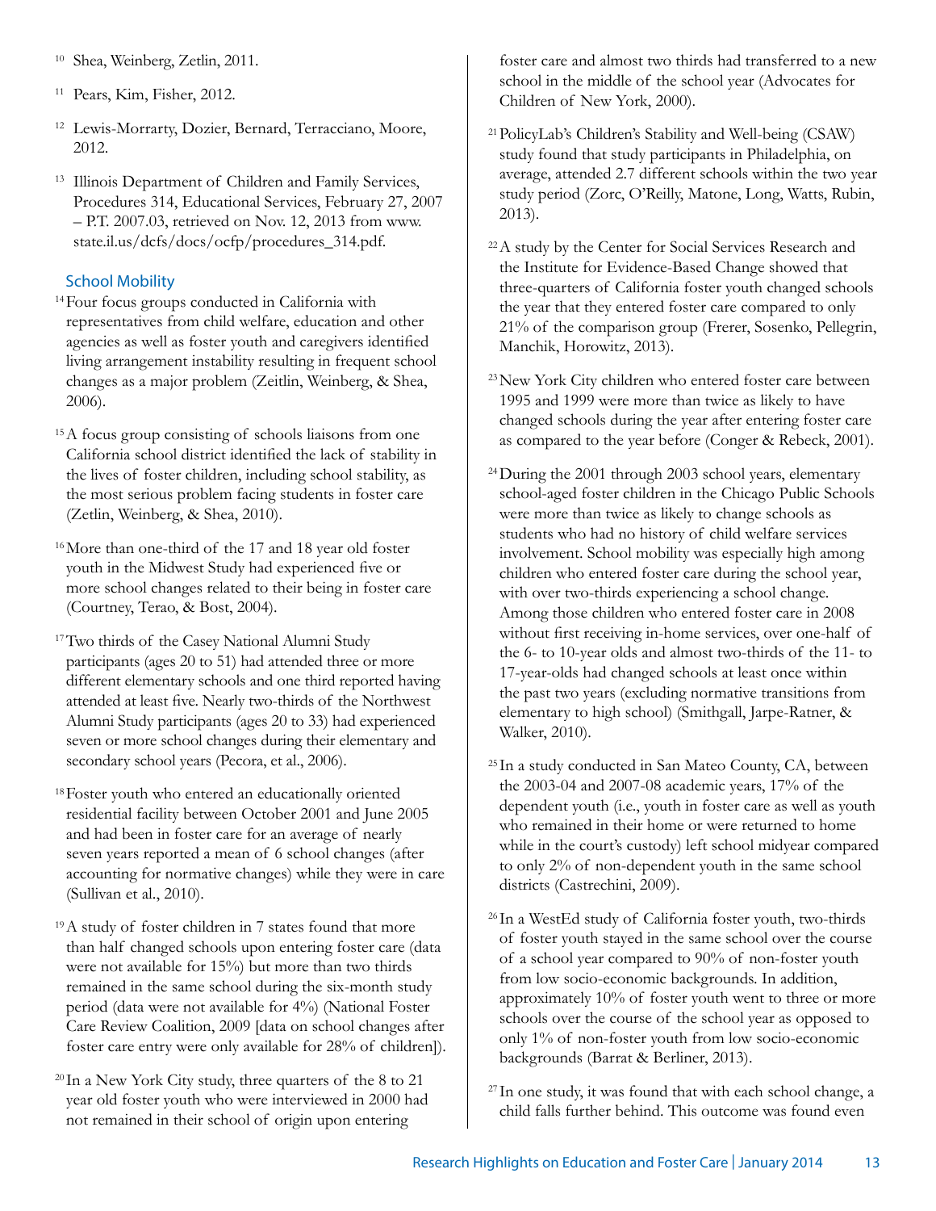[10] Shea, Weinberg, Zetlin, 2011.

[11] Pears, Kim, Fisher, 2012.

[12] Lewis-Morrarty, Dozier, Bernard, Terracciano, Moore, 2012.

[13] Illinois Department of Children and Family Services, Procedures 314, Educational Services, February 27, 2007 – P.T. 2007.03, retrieved on Nov. 12, 2013 from www.state.il.us/dcfs/docs/ocfp/procedures_314.pdf.

## School Mobility

[14] Four focus groups conducted in California with representatives from child welfare, education and other agencies as well as foster youth and caregivers identified living arrangement instability resulting in frequent school changes as a major problem (Zeitlin, Weinberg, & Shea, 2006).

[15] A focus group consisting of schools liaisons from one California school district identified the lack of stability in the lives of foster children, including school stability, as the most serious problem facing students in foster care (Zetlin, Weinberg, & Shea, 2010).

[16] More than one-third of the 17 and 18 year old foster youth in the Midwest Study had experienced five or more school changes related to their being in foster care (Courtney, Terao, & Bost, 2004).

[17] Two thirds of the Casey National Alumni Study participants (ages 20 to 51) had attended three or more different elementary schools and one third reported having attended at least five. Nearly two-thirds of the Northwest Alumni Study participants (ages 20 to 33) had experienced seven or more school changes during their elementary and secondary school years (Pecora, et al., 2006).

[18] Foster youth who entered an educationally oriented residential facility between October 2001 and June 2005 and had been in foster care for an average of nearly seven years reported a mean of 6 school changes (after accounting for normative changes) while they were in care (Sullivan et al., 2010).

[19] A study of foster children in 7 states found that more than half changed schools upon entering foster care (data were not available for 15%) but more than two thirds remained in the same school during the six-month study period (data were not available for 4%) (National Foster Care Review Coalition, 2009 [data on school changes after foster care entry were only available for 28% of children]).

[20] In a New York City study, three quarters of the 8 to 21 year old foster youth who were interviewed in 2000 had not remained in their school of origin upon entering foster care and almost two thirds had transferred to a new school in the middle of the school year (Advocates for Children of New York, 2000).

[21] PolicyLab's Children's Stability and Well-being (CSAW) study found that study participants in Philadelphia, on average, attended 2.7 different schools within the two year study period (Zorc, O'Reilly, Matone, Long, Watts, Rubin, 2013).

[22] A study by the Center for Social Services Research and the Institute for Evidence-Based Change showed that three-quarters of California foster youth changed schools the year that they entered foster care compared to only 21% of the comparison group (Frerer, Sosenko, Pellegrin, Manchik, Horowitz, 2013).

[23] New York City children who entered foster care between 1995 and 1999 were more than twice as likely to have changed schools during the year after entering foster care as compared to the year before (Conger & Rebeck, 2001).

[24] During the 2001 through 2003 school years, elementary school-aged foster children in the Chicago Public Schools were more than twice as likely to change schools as students who had no history of child welfare services involvement. School mobility was especially high among children who entered foster care during the school year, with over two-thirds experiencing a school change. Among those children who entered foster care in 2008 without first receiving in-home services, over one-half of the 6- to 10-year olds and almost two-thirds of the 11- to 17-year-olds had changed schools at least once within the past two years (excluding normative transitions from elementary to high school) (Smithgall, Jarpe-Ratner, & Walker, 2010).

[25] In a study conducted in San Mateo County, CA, between the 2003-04 and 2007-08 academic years, 17% of the dependent youth (i.e., youth in foster care as well as youth who remained in their home or were returned to home while in the court's custody) left school midyear compared to only 2% of non-dependent youth in the same school districts (Castrechini, 2009).

[26] In a WestEd study of California foster youth, two-thirds of foster youth stayed in the same school over the course of a school year compared to 90% of non-foster youth from low socio-economic backgrounds. In addition, approximately 10% of foster youth went to three or more schools over the course of the school year as opposed to only 1% of non-foster youth from low socio-economic backgrounds (Barrat & Berliner, 2013).

[27] In one study, it was found that with each school change, a child falls further behind. This outcome was found even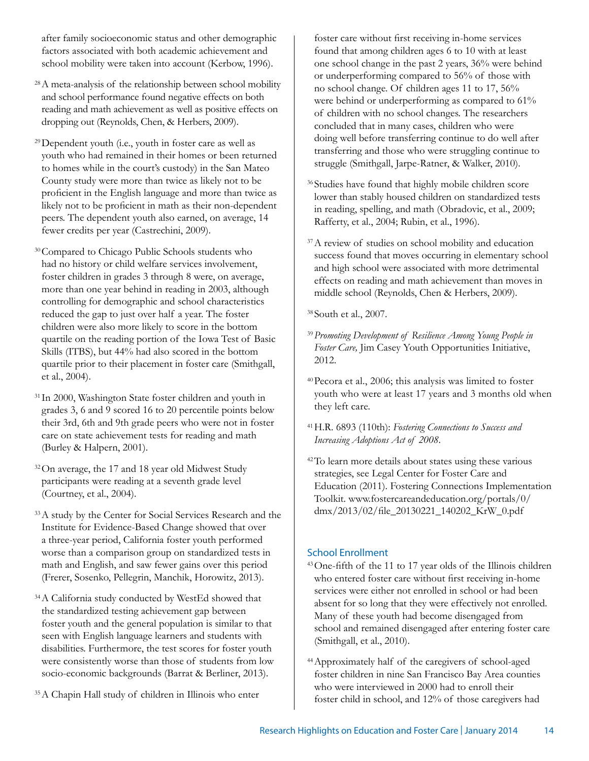after family socioeconomic status and other demographic factors associated with both academic achievement and school mobility were taken into account (Kerbow, 1996).

[28] A meta-analysis of the relationship between school mobility and school performance found negative effects on both reading and math achievement as well as positive effects on dropping out (Reynolds, Chen, & Herbers, 2009).

[29] Dependent youth (i.e., youth in foster care as well as youth who had remained in their homes or been returned to homes while in the court's custody) in the San Mateo County study were more than twice as likely not to be proficient in the English language and more than twice as likely not to be proficient in math as their non-dependent peers. The dependent youth also earned, on average, 14 fewer credits per year (Castrechini, 2009).

[30] Compared to Chicago Public Schools students who had no history or child welfare services involvement, foster children in grades 3 through 8 were, on average, more than one year behind in reading in 2003, although controlling for demographic and school characteristics reduced the gap to just over half a year. The foster children were also more likely to score in the bottom quartile on the reading portion of the Iowa Test of Basic Skills (ITBS), but 44% had also scored in the bottom quartile prior to their placement in foster care (Smithgall, et al., 2004).

[31] In 2000, Washington State foster children and youth in grades 3, 6 and 9 scored 16 to 20 percentile points below their 3rd, 6th and 9th grade peers who were not in foster care on state achievement tests for reading and math (Burley & Halpern, 2001).

[32] On average, the 17 and 18 year old Midwest Study participants were reading at a seventh grade level (Courtney, et al., 2004).

[33] A study by the Center for Social Services Research and the Institute for Evidence-Based Change showed that over a three-year period, California foster youth performed worse than a comparison group on standardized tests in math and English, and saw fewer gains over this period (Frerer, Sosenko, Pellegrin, Manchik, Horowitz, 2013).

[34] A California study conducted by WestEd showed that the standardized testing achievement gap between foster youth and the general population is similar to that seen with English language learners and students with disabilities. Furthermore, the test scores for foster youth were consistently worse than those of students from low socio-economic backgrounds (Barrat & Berliner, 2013).

[35] A Chapin Hall study of children in Illinois who enter foster care without first receiving in-home services found that among children ages 6 to 10 with at least one school change in the past 2 years, 36% were behind or underperforming compared to 56% of those with no school change. Of children ages 11 to 17, 56% were behind or underperforming as compared to 61% of children with no school changes. The researchers concluded that in many cases, children who were doing well before transferring continue to do well after transferring and those who were struggling continue to struggle (Smithgall, Jarpe-Ratner, & Walker, 2010).

[36] Studies have found that highly mobile children score lower than stably housed children on standardized tests in reading, spelling, and math (Obradovic, et al., 2009; Rafferty, et al., 2004; Rubin, et al., 1996).

[37] A review of studies on school mobility and education success found that moves occurring in elementary school and high school were associated with more detrimental effects on reading and math achievement than moves in middle school (Reynolds, Chen & Herbers, 2009).

[38] South et al., 2007.

[39] *Promoting Development of Resilience Among Young People in Foster Care,* Jim Casey Youth Opportunities Initiative, 2012.

[40] Pecora et al., 2006; this analysis was limited to foster youth who were at least 17 years and 3 months old when they left care.

[41] H.R. 6893 (110th): *Fostering Connections to Success and Increasing Adoptions Act of 2008*.

[42] To learn more details about states using these various strategies, see Legal Center for Foster Care and Education (2011). Fostering Connections Implementation Toolkit. www.fostercareandeducation.org/portals/0/dmx/2013/02/file_20130221_140202_KrW_0.pdf

## School Enrollment

[43] One-fifth of the 11 to 17 year olds of the Illinois children who entered foster care without first receiving in-home services were either not enrolled in school or had been absent for so long that they were effectively not enrolled. Many of these youth had become disengaged from school and remained disengaged after entering foster care (Smithgall, et al., 2010).

[44] Approximately half of the caregivers of school-aged foster children in nine San Francisco Bay Area counties who were interviewed in 2000 had to enroll their foster child in school, and 12% of those caregivers had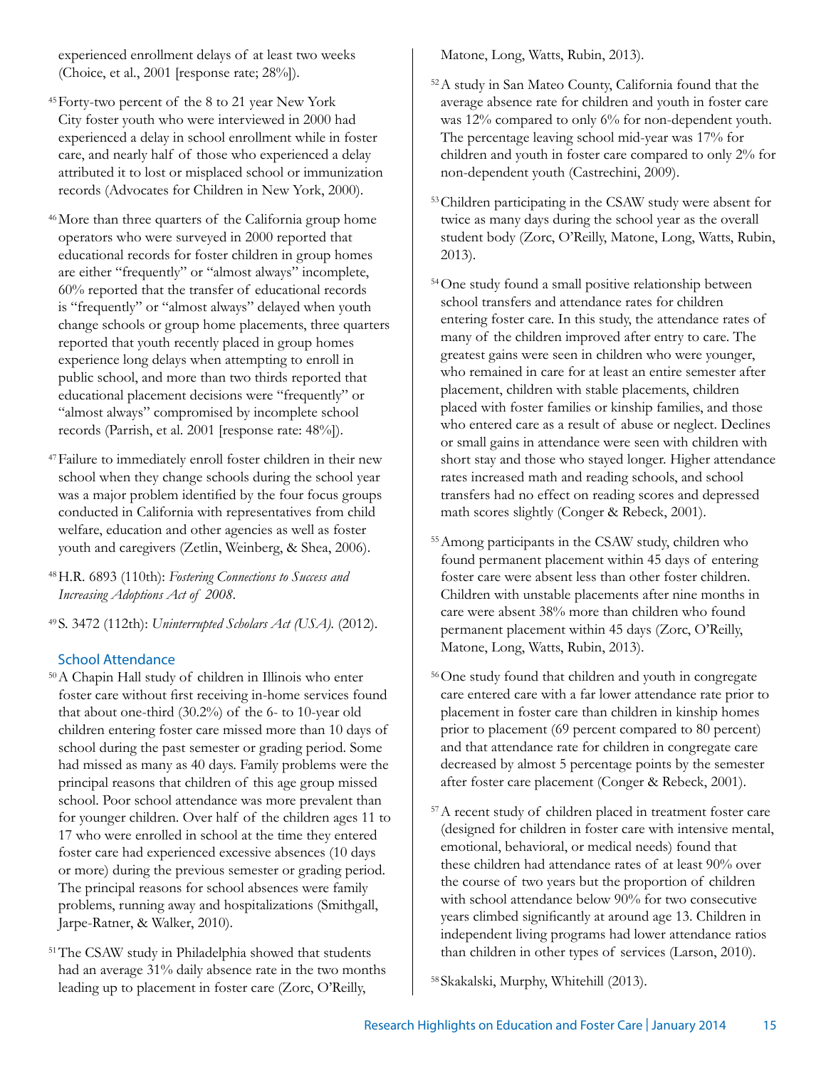experienced enrollment delays of at least two weeks (Choice, et al., 2001 [response rate; 28%]).

[45] Forty-two percent of the 8 to 21 year New York City foster youth who were interviewed in 2000 had experienced a delay in school enrollment while in foster care, and nearly half of those who experienced a delay attributed it to lost or misplaced school or immunization records (Advocates for Children in New York, 2000).

[46] More than three quarters of the California group home operators who were surveyed in 2000 reported that educational records for foster children in group homes are either "frequently" or "almost always" incomplete, 60% reported that the transfer of educational records is "frequently" or "almost always" delayed when youth change schools or group home placements, three quarters reported that youth recently placed in group homes experience long delays when attempting to enroll in public school, and more than two thirds reported that educational placement decisions were "frequently" or "almost always" compromised by incomplete school records (Parrish, et al. 2001 [response rate: 48%]).

[47] Failure to immediately enroll foster children in their new school when they change schools during the school year was a major problem identified by the four focus groups conducted in California with representatives from child welfare, education and other agencies as well as foster youth and caregivers (Zetlin, Weinberg, & Shea, 2006).

[48] H.R. 6893 (110th): *Fostering Connections to Success and Increasing Adoptions Act of 2008*.

[49] S. 3472 (112th): *Uninterrupted Scholars Act (USA).* (2012).

### School Attendance

[50] A Chapin Hall study of children in Illinois who enter foster care without first receiving in-home services found that about one-third (30.2%) of the 6- to 10-year old children entering foster care missed more than 10 days of school during the past semester or grading period. Some had missed as many as 40 days. Family problems were the principal reasons that children of this age group missed school. Poor school attendance was more prevalent than for younger children. Over half of the children ages 11 to 17 who were enrolled in school at the time they entered foster care had experienced excessive absences (10 days or more) during the previous semester or grading period. The principal reasons for school absences were family problems, running away and hospitalizations (Smithgall, Jarpe-Ratner, & Walker, 2010).

[51] The CSAW study in Philadelphia showed that students had an average 31% daily absence rate in the two months leading up to placement in foster care (Zorc, O'Reilly, Matone, Long, Watts, Rubin, 2013).

[52] A study in San Mateo County, California found that the average absence rate for children and youth in foster care was 12% compared to only 6% for non-dependent youth. The percentage leaving school mid-year was 17% for children and youth in foster care compared to only 2% for non-dependent youth (Castrechini, 2009).

[53] Children participating in the CSAW study were absent for twice as many days during the school year as the overall student body (Zorc, O'Reilly, Matone, Long, Watts, Rubin, 2013).

[54] One study found a small positive relationship between school transfers and attendance rates for children entering foster care. In this study, the attendance rates of many of the children improved after entry to care. The greatest gains were seen in children who were younger, who remained in care for at least an entire semester after placement, children with stable placements, children placed with foster families or kinship families, and those who entered care as a result of abuse or neglect. Declines or small gains in attendance were seen with children with short stay and those who stayed longer. Higher attendance rates increased math and reading schools, and school transfers had no effect on reading scores and depressed math scores slightly (Conger & Rebeck, 2001).

[55] Among participants in the CSAW study, children who found permanent placement within 45 days of entering foster care were absent less than other foster children. Children with unstable placements after nine months in care were absent 38% more than children who found permanent placement within 45 days (Zorc, O'Reilly, Matone, Long, Watts, Rubin, 2013).

[56] One study found that children and youth in congregate care entered care with a far lower attendance rate prior to placement in foster care than children in kinship homes prior to placement (69 percent compared to 80 percent) and that attendance rate for children in congregate care decreased by almost 5 percentage points by the semester after foster care placement (Conger & Rebeck, 2001).

[57] A recent study of children placed in treatment foster care (designed for children in foster care with intensive mental, emotional, behavioral, or medical needs) found that these children had attendance rates of at least 90% over the course of two years but the proportion of children with school attendance below 90% for two consecutive years climbed significantly at around age 13. Children in independent living programs had lower attendance ratios than children in other types of services (Larson, 2010).

[58] Skakalski, Murphy, Whitehill (2013).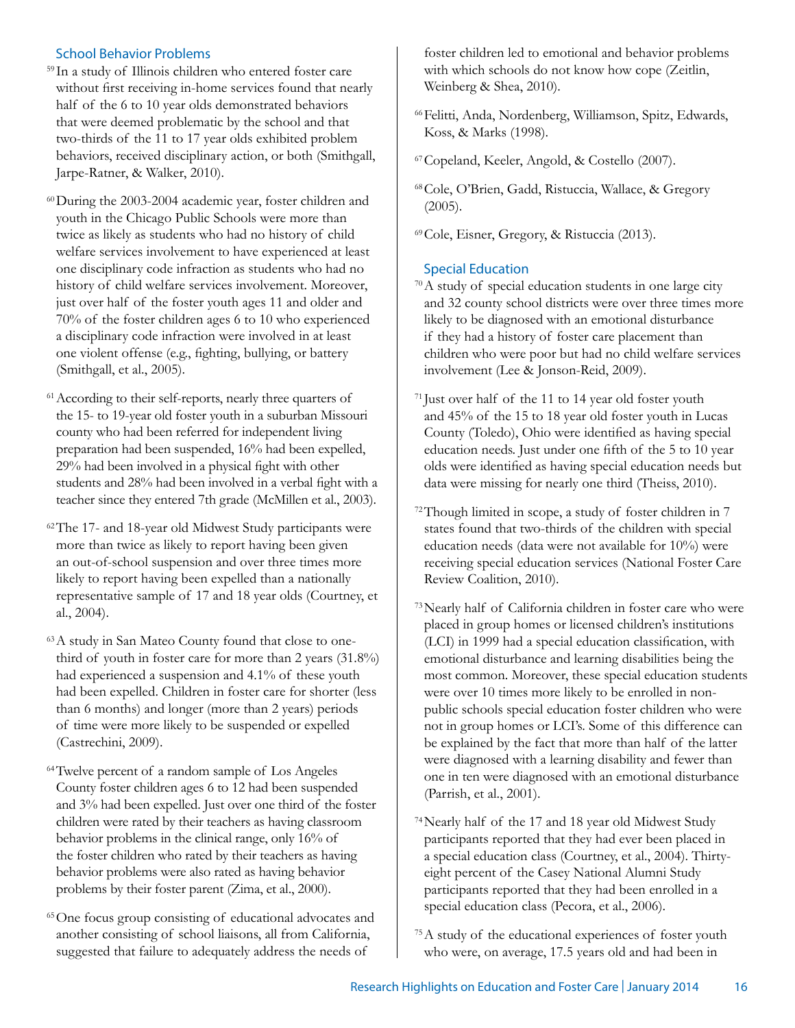## School Behavior Problems

[59] In a study of Illinois children who entered foster care without first receiving in-home services found that nearly half of the 6 to 10 year olds demonstrated behaviors that were deemed problematic by the school and that two-thirds of the 11 to 17 year olds exhibited problem behaviors, received disciplinary action, or both (Smithgall, Jarpe-Ratner, & Walker, 2010).

[60] During the 2003-2004 academic year, foster children and youth in the Chicago Public Schools were more than twice as likely as students who had no history of child welfare services involvement to have experienced at least one disciplinary code infraction as students who had no history of child welfare services involvement. Moreover, just over half of the foster youth ages 11 and older and 70% of the foster children ages 6 to 10 who experienced a disciplinary code infraction were involved in at least one violent offense (e.g., fighting, bullying, or battery (Smithgall, et al., 2005).

[61] According to their self-reports, nearly three quarters of the 15- to 19-year old foster youth in a suburban Missouri county who had been referred for independent living preparation had been suspended, 16% had been expelled, 29% had been involved in a physical fight with other students and 28% had been involved in a verbal fight with a teacher since they entered 7th grade (McMillen et al., 2003).

[62] The 17- and 18-year old Midwest Study participants were more than twice as likely to report having been given an out-of-school suspension and over three times more likely to report having been expelled than a nationally representative sample of 17 and 18 year olds (Courtney, et al., 2004).

[63] A study in San Mateo County found that close to one-third of youth in foster care for more than 2 years (31.8%) had experienced a suspension and 4.1% of these youth had been expelled. Children in foster care for shorter (less than 6 months) and longer (more than 2 years) periods of time were more likely to be suspended or expelled (Castrechini, 2009).

[64] Twelve percent of a random sample of Los Angeles County foster children ages 6 to 12 had been suspended and 3% had been expelled. Just over one third of the foster children were rated by their teachers as having classroom behavior problems in the clinical range, only 16% of the foster children who rated by their teachers as having behavior problems were also rated as having behavior problems by their foster parent (Zima, et al., 2000).

[65] One focus group consisting of educational advocates and another consisting of school liaisons, all from California, suggested that failure to adequately address the needs of foster children led to emotional and behavior problems with which schools do not know how cope (Zeitlin, Weinberg & Shea, 2010).

[66] Felitti, Anda, Nordenberg, Williamson, Spitz, Edwards, Koss, & Marks (1998).

[67] Copeland, Keeler, Angold, & Costello (2007).

[68] Cole, O'Brien, Gadd, Ristuccia, Wallace, & Gregory (2005).

[69] Cole, Eisner, Gregory, & Ristuccia (2013).

## Special Education

[70] A study of special education students in one large city and 32 county school districts were over three times more likely to be diagnosed with an emotional disturbance if they had a history of foster care placement than children who were poor but had no child welfare services involvement (Lee & Jonson-Reid, 2009).

[71] Just over half of the 11 to 14 year old foster youth and 45% of the 15 to 18 year old foster youth in Lucas County (Toledo), Ohio were identified as having special education needs. Just under one fifth of the 5 to 10 year olds were identified as having special education needs but data were missing for nearly one third (Theiss, 2010).

[72] Though limited in scope, a study of foster children in 7 states found that two-thirds of the children with special education needs (data were not available for 10%) were receiving special education services (National Foster Care Review Coalition, 2010).

[73] Nearly half of California children in foster care who were placed in group homes or licensed children's institutions (LCI) in 1999 had a special education classification, with emotional disturbance and learning disabilities being the most common. Moreover, these special education students were over 10 times more likely to be enrolled in non-public schools special education foster children who were not in group homes or LCI's. Some of this difference can be explained by the fact that more than half of the latter were diagnosed with a learning disability and fewer than one in ten were diagnosed with an emotional disturbance (Parrish, et al., 2001).

[74] Nearly half of the 17 and 18 year old Midwest Study participants reported that they had ever been placed in a special education class (Courtney, et al., 2004). Thirty-eight percent of the Casey National Alumni Study participants reported that they had been enrolled in a special education class (Pecora, et al., 2006).

[75] A study of the educational experiences of foster youth who were, on average, 17.5 years old and had been in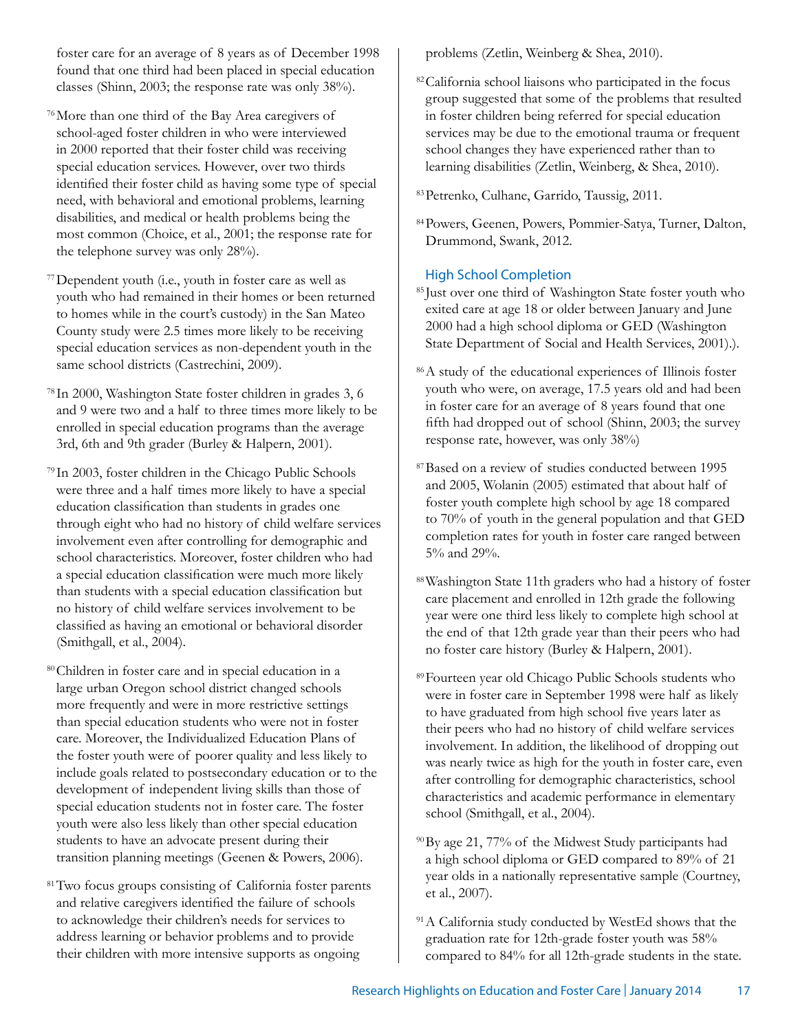foster care for an average of 8 years as of December 1998 found that one third had been placed in special education classes (Shinn, 2003; the response rate was only 38%).

[76] More than one third of the Bay Area caregivers of school-aged foster children in who were interviewed in 2000 reported that their foster child was receiving special education services. However, over two thirds identified their foster child as having some type of special need, with behavioral and emotional problems, learning disabilities, and medical or health problems being the most common (Choice, et al., 2001; the response rate for the telephone survey was only 28%).

[77] Dependent youth (i.e., youth in foster care as well as youth who had remained in their homes or been returned to homes while in the court's custody) in the San Mateo County study were 2.5 times more likely to be receiving special education services as non-dependent youth in the same school districts (Castrechini, 2009).

[78] In 2000, Washington State foster children in grades 3, 6 and 9 were two and a half to three times more likely to be enrolled in special education programs than the average 3rd, 6th and 9th grader (Burley & Halpern, 2001).

[79] In 2003, foster children in the Chicago Public Schools were three and a half times more likely to have a special education classification than students in grades one through eight who had no history of child welfare services involvement even after controlling for demographic and school characteristics. Moreover, foster children who had a special education classification were much more likely than students with a special education classification but no history of child welfare services involvement to be classified as having an emotional or behavioral disorder (Smithgall, et al., 2004).

[80] Children in foster care and in special education in a large urban Oregon school district changed schools more frequently and were in more restrictive settings than special education students who were not in foster care. Moreover, the Individualized Education Plans of the foster youth were of poorer quality and less likely to include goals related to postsecondary education or to the development of independent living skills than those of special education students not in foster care. The foster youth were also less likely than other special education students to have an advocate present during their transition planning meetings (Geenen & Powers, 2006).

[81] Two focus groups consisting of California foster parents and relative caregivers identified the failure of schools to acknowledge their children's needs for services to address learning or behavior problems and to provide their children with more intensive supports as ongoing problems (Zetlin, Weinberg & Shea, 2010).

[82] California school liaisons who participated in the focus group suggested that some of the problems that resulted in foster children being referred for special education services may be due to the emotional trauma or frequent school changes they have experienced rather than to learning disabilities (Zetlin, Weinberg, & Shea, 2010).

[83] Petrenko, Culhane, Garrido, Taussig, 2011.

[84] Powers, Geenen, Powers, Pommier-Satya, Turner, Dalton, Drummond, Swank, 2012.

### High School Completion

[85] Just over one third of Washington State foster youth who exited care at age 18 or older between January and June 2000 had a high school diploma or GED (Washington State Department of Social and Health Services, 2001).).

[86] A study of the educational experiences of Illinois foster youth who were, on average, 17.5 years old and had been in foster care for an average of 8 years found that one fifth had dropped out of school (Shinn, 2003; the survey response rate, however, was only 38%)

[87] Based on a review of studies conducted between 1995 and 2005, Wolanin (2005) estimated that about half of foster youth complete high school by age 18 compared to 70% of youth in the general population and that GED completion rates for youth in foster care ranged between 5% and 29%.

[88] Washington State 11th graders who had a history of foster care placement and enrolled in 12th grade the following year were one third less likely to complete high school at the end of that 12th grade year than their peers who had no foster care history (Burley & Halpern, 2001).

[89] Fourteen year old Chicago Public Schools students who were in foster care in September 1998 were half as likely to have graduated from high school five years later as their peers who had no history of child welfare services involvement. In addition, the likelihood of dropping out was nearly twice as high for the youth in foster care, even after controlling for demographic characteristics, school characteristics and academic performance in elementary school (Smithgall, et al., 2004).

[90] By age 21, 77% of the Midwest Study participants had a high school diploma or GED compared to 89% of 21 year olds in a nationally representative sample (Courtney, et al., 2007).

[91] A California study conducted by WestEd shows that the graduation rate for 12th-grade foster youth was 58% compared to 84% for all 12th-grade students in the state.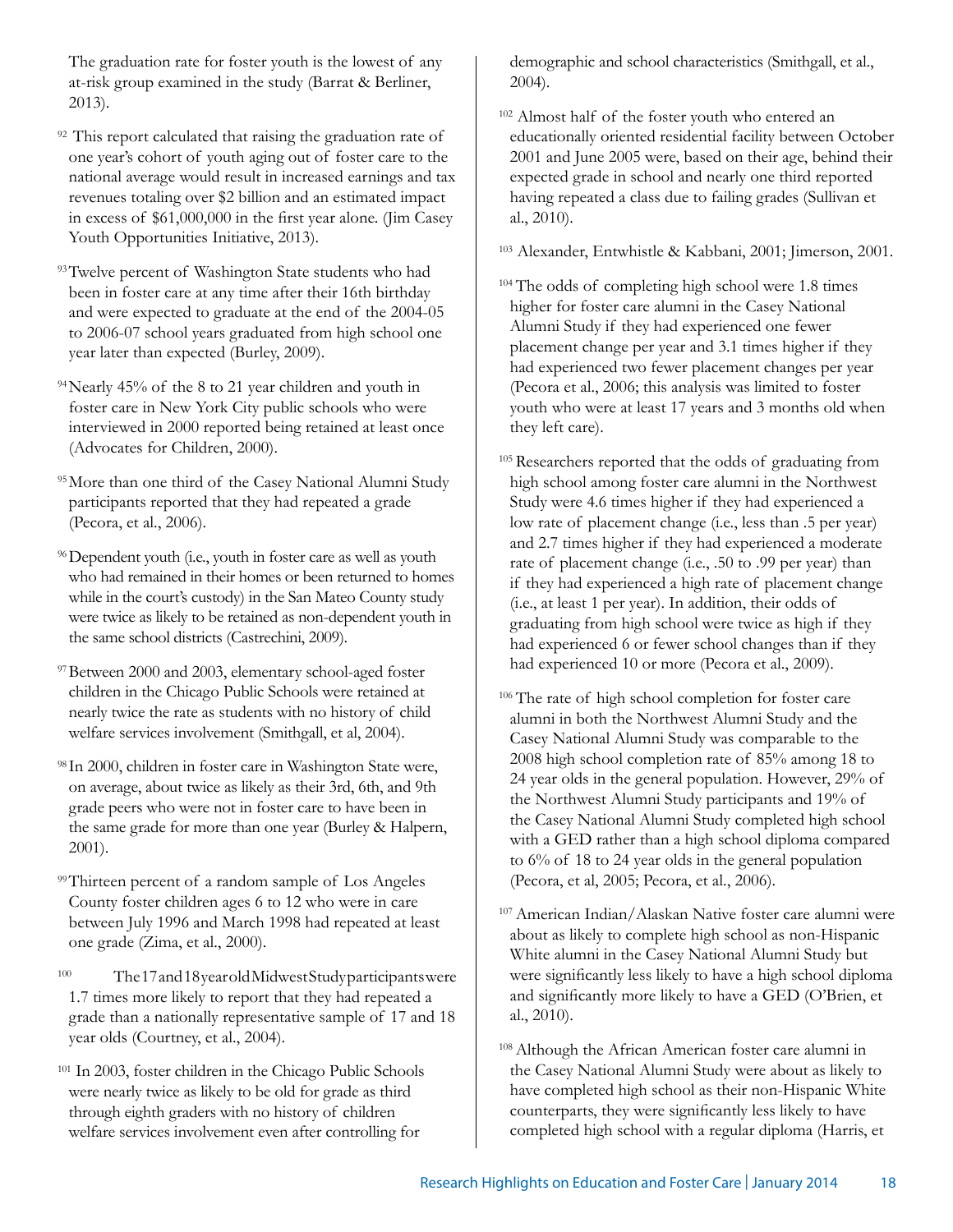The graduation rate for foster youth is the lowest of any at-risk group examined in the study (Barrat & Berliner, 2013).

[92] This report calculated that raising the graduation rate of one year's cohort of youth aging out of foster care to the national average would result in increased earnings and tax revenues totaling over $2 billion and an estimated impact in excess of $61,000,000 in the first year alone. (Jim Casey Youth Opportunities Initiative, 2013).

[93] Twelve percent of Washington State students who had been in foster care at any time after their 16th birthday and were expected to graduate at the end of the 2004-05 to 2006-07 school years graduated from high school one year later than expected (Burley, 2009).

[94] Nearly 45% of the 8 to 21 year children and youth in foster care in New York City public schools who were interviewed in 2000 reported being retained at least once (Advocates for Children, 2000).

[95] More than one third of the Casey National Alumni Study participants reported that they had repeated a grade (Pecora, et al., 2006).

[96] Dependent youth (i.e., youth in foster care as well as youth who had remained in their homes or been returned to homes while in the court's custody) in the San Mateo County study were twice as likely to be retained as non-dependent youth in the same school districts (Castrechini, 2009).

[97] Between 2000 and 2003, elementary school-aged foster children in the Chicago Public Schools were retained at nearly twice the rate as students with no history of child welfare services involvement (Smithgall, et al, 2004).

[98] In 2000, children in foster care in Washington State were, on average, about twice as likely as their 3rd, 6th, and 9th grade peers who were not in foster care to have been in the same grade for more than one year (Burley & Halpern, 2001).

[99] Thirteen percent of a random sample of Los Angeles County foster children ages 6 to 12 who were in care between July 1996 and March 1998 had repeated at least one grade (Zima, et al., 2000).

[100] The 17 and 18 year old Midwest Study participants were 1.7 times more likely to report that they had repeated a grade than a nationally representative sample of 17 and 18 year olds (Courtney, et al., 2004).

[101] In 2003, foster children in the Chicago Public Schools were nearly twice as likely to be old for grade as third through eighth graders with no history of children welfare services involvement even after controlling for demographic and school characteristics (Smithgall, et al., 2004).

[102] Almost half of the foster youth who entered an educationally oriented residential facility between October 2001 and June 2005 were, based on their age, behind their expected grade in school and nearly one third reported having repeated a class due to failing grades (Sullivan et al., 2010).

[103] Alexander, Entwhistle & Kabbani, 2001; Jimerson, 2001.

[104] The odds of completing high school were 1.8 times higher for foster care alumni in the Casey National Alumni Study if they had experienced one fewer placement change per year and 3.1 times higher if they had experienced two fewer placement changes per year (Pecora et al., 2006; this analysis was limited to foster youth who were at least 17 years and 3 months old when they left care).

[105] Researchers reported that the odds of graduating from high school among foster care alumni in the Northwest Study were 4.6 times higher if they had experienced a low rate of placement change (i.e., less than .5 per year) and 2.7 times higher if they had experienced a moderate rate of placement change (i.e., .50 to .99 per year) than if they had experienced a high rate of placement change (i.e., at least 1 per year). In addition, their odds of graduating from high school were twice as high if they had experienced 6 or fewer school changes than if they had experienced 10 or more (Pecora et al., 2009).

[106] The rate of high school completion for foster care alumni in both the Northwest Alumni Study and the Casey National Alumni Study was comparable to the 2008 high school completion rate of 85% among 18 to 24 year olds in the general population. However, 29% of the Northwest Alumni Study participants and 19% of the Casey National Alumni Study completed high school with a GED rather than a high school diploma compared to 6% of 18 to 24 year olds in the general population (Pecora, et al, 2005; Pecora, et al., 2006).

[107] American Indian/Alaskan Native foster care alumni were about as likely to complete high school as non-Hispanic White alumni in the Casey National Alumni Study but were significantly less likely to have a high school diploma and significantly more likely to have a GED (O'Brien, et al., 2010).

[108] Although the African American foster care alumni in the Casey National Alumni Study were about as likely to have completed high school as their non-Hispanic White counterparts, they were significantly less likely to have completed high school with a regular diploma (Harris, et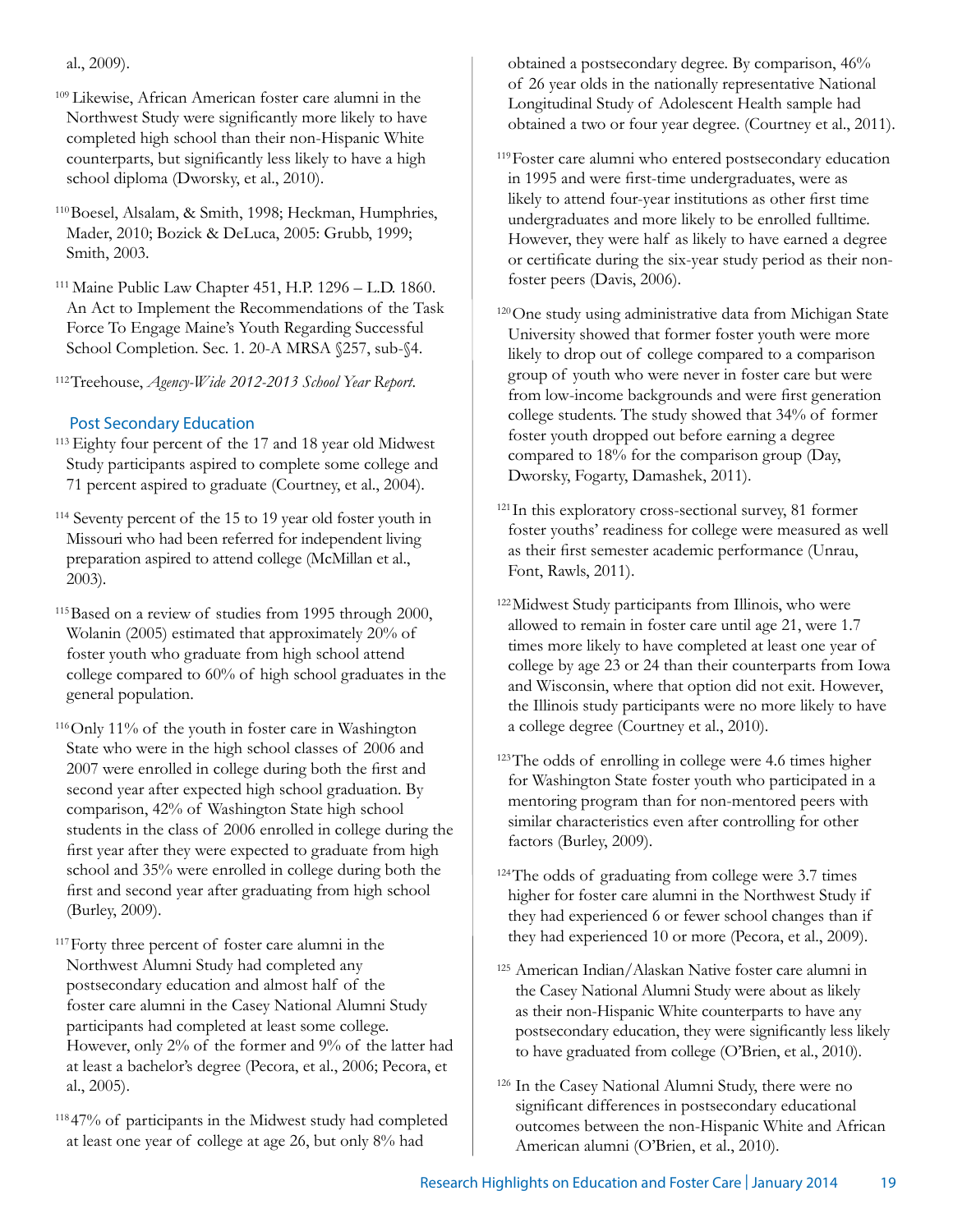al., 2009).

[109] Likewise, African American foster care alumni in the Northwest Study were significantly more likely to have completed high school than their non-Hispanic White counterparts, but significantly less likely to have a high school diploma (Dworsky, et al., 2010).

[110] Boesel, Alsalam, & Smith, 1998; Heckman, Humphries, Mader, 2010; Bozick & DeLuca, 2005: Grubb, 1999; Smith, 2003.

[111] Maine Public Law Chapter 451, H.P. 1296 – L.D. 1860. An Act to Implement the Recommendations of the Task Force To Engage Maine's Youth Regarding Successful School Completion. Sec. 1. 20-A MRSA §257, sub-§4.

[112] Treehouse, *Agency-Wide 2012-2013 School Year Report*.

## Post Secondary Education

[113] Eighty four percent of the 17 and 18 year old Midwest Study participants aspired to complete some college and 71 percent aspired to graduate (Courtney, et al., 2004).

[114] Seventy percent of the 15 to 19 year old foster youth in Missouri who had been referred for independent living preparation aspired to attend college (McMillan et al., 2003).

[115] Based on a review of studies from 1995 through 2000, Wolanin (2005) estimated that approximately 20% of foster youth who graduate from high school attend college compared to 60% of high school graduates in the general population.

[116] Only 11% of the youth in foster care in Washington State who were in the high school classes of 2006 and 2007 were enrolled in college during both the first and second year after expected high school graduation. By comparison, 42% of Washington State high school students in the class of 2006 enrolled in college during the first year after they were expected to graduate from high school and 35% were enrolled in college during both the first and second year after graduating from high school (Burley, 2009).

[117] Forty three percent of foster care alumni in the Northwest Alumni Study had completed any postsecondary education and almost half of the foster care alumni in the Casey National Alumni Study participants had completed at least some college. However, only 2% of the former and 9% of the latter had at least a bachelor's degree (Pecora, et al., 2006; Pecora, et al., 2005).

[118] 47% of participants in the Midwest study had completed at least one year of college at age 26, but only 8% had obtained a postsecondary degree. By comparison, 46% of 26 year olds in the nationally representative National Longitudinal Study of Adolescent Health sample had obtained a two or four year degree. (Courtney et al., 2011).

[119] Foster care alumni who entered postsecondary education in 1995 and were first-time undergraduates, were as likely to attend four-year institutions as other first time undergraduates and more likely to be enrolled fulltime. However, they were half as likely to have earned a degree or certificate during the six-year study period as their non-foster peers (Davis, 2006).

[120] One study using administrative data from Michigan State University showed that former foster youth were more likely to drop out of college compared to a comparison group of youth who were never in foster care but were from low-income backgrounds and were first generation college students. The study showed that 34% of former foster youth dropped out before earning a degree compared to 18% for the comparison group (Day, Dworsky, Fogarty, Damashek, 2011).

[121] In this exploratory cross-sectional survey, 81 former foster youths' readiness for college were measured as well as their first semester academic performance (Unrau, Font, Rawls, 2011).

[122] Midwest Study participants from Illinois, who were allowed to remain in foster care until age 21, were 1.7 times more likely to have completed at least one year of college by age 23 or 24 than their counterparts from Iowa and Wisconsin, where that option did not exit. However, the Illinois study participants were no more likely to have a college degree (Courtney et al., 2010).

[123] The odds of enrolling in college were 4.6 times higher for Washington State foster youth who participated in a mentoring program than for non-mentored peers with similar characteristics even after controlling for other factors (Burley, 2009).

[124] The odds of graduating from college were 3.7 times higher for foster care alumni in the Northwest Study if they had experienced 6 or fewer school changes than if they had experienced 10 or more (Pecora, et al., 2009).

[125] American Indian/Alaskan Native foster care alumni in the Casey National Alumni Study were about as likely as their non-Hispanic White counterparts to have any postsecondary education, they were significantly less likely to have graduated from college (O'Brien, et al., 2010).

[126] In the Casey National Alumni Study, there were no significant differences in postsecondary educational outcomes between the non-Hispanic White and African American alumni (O'Brien, et al., 2010).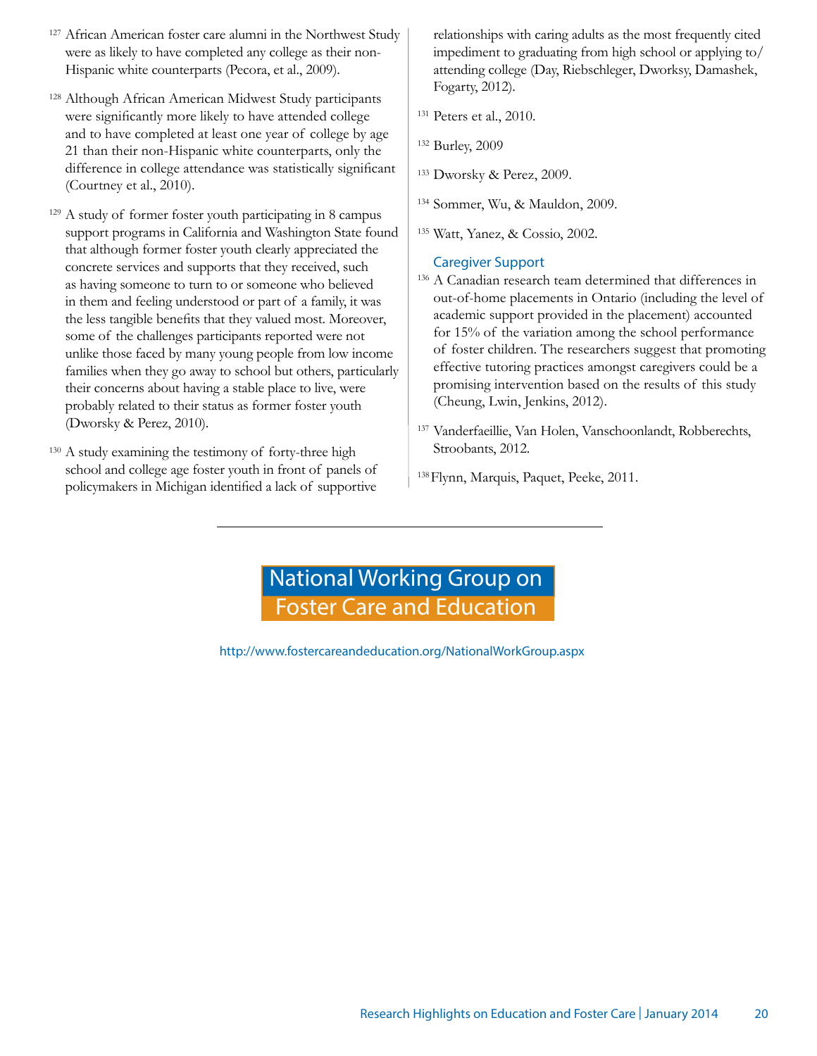[127] African American foster care alumni in the Northwest Study were as likely to have completed any college as their non-Hispanic white counterparts (Pecora, et al., 2009).

[128] Although African American Midwest Study participants were significantly more likely to have attended college and to have completed at least one year of college by age 21 than their non-Hispanic white counterparts, only the difference in college attendance was statistically significant (Courtney et al., 2010).

[129] A study of former foster youth participating in 8 campus support programs in California and Washington State found that although former foster youth clearly appreciated the concrete services and supports that they received, such as having someone to turn to or someone who believed in them and feeling understood or part of a family, it was the less tangible benefits that they valued most. Moreover, some of the challenges participants reported were not unlike those faced by many young people from low income families when they go away to school but others, particularly their concerns about having a stable place to live, were probably related to their status as former foster youth (Dworsky & Perez, 2010).

[130] A study examining the testimony of forty-three high school and college age foster youth in front of panels of policymakers in Michigan identified a lack of supportive relationships with caring adults as the most frequently cited impediment to graduating from high school or applying to/attending college (Day, Riebschleger, Dworksy, Damashek, Fogarty, 2012).

[131] Peters et al., 2010.

[132] Burley, 2009

[133] Dworsky & Perez, 2009.

[134] Sommer, Wu, & Mauldon, 2009.

[135] Watt, Yanez, & Cossio, 2002.

### Caregiver Support

[136] A Canadian research team determined that differences in out-of-home placements in Ontario (including the level of academic support provided in the placement) accounted for 15% of the variation among the school performance of foster children. The researchers suggest that promoting effective tutoring practices amongst caregivers could be a promising intervention based on the results of this study (Cheung, Lwin, Jenkins, 2012).

[137] Vanderfaeillie, Van Holen, Vanschoonlandt, Robberechts, Stroobants, 2012.

[138] Flynn, Marquis, Paquet, Peeke, 2011.

---

National Working Group on
Foster Care and Education

http://www.fostercareandeducation.org/NationalWorkGroup.aspx